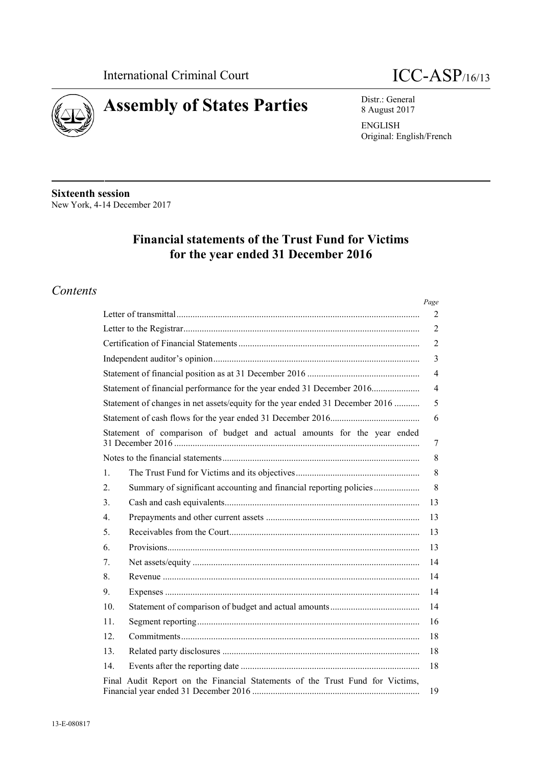International Criminal Court

ICC-ASP/16/13

# Assembly of States Parties

Distr.: General
8 August 2017

ENGLISH
Original: English/French

**Sixteenth session**
New York, 4-14 December 2017

## Financial statements of the Trust Fund for Victims for the year ended 31 December 2016

## *Contents*

| | | *Page* |
|---|---|---|
| Letter of transmittal | | 2 |
| Letter to the Registrar | | 2 |
| Certification of Financial Statements | | 2 |
| Independent auditor's opinion | | 3 |
| Statement of financial position as at 31 December 2016 | | 4 |
| Statement of financial performance for the year ended 31 December 2016 | | 4 |
| Statement of changes in net assets/equity for the year ended 31 December 2016 | | 5 |
| Statement of cash flows for the year ended 31 December 2016 | | 6 |
| Statement of comparison of budget and actual amounts for the year ended 31 December 2016 | | 7 |
| Notes to the financial statements | | 8 |
| 1. | The Trust Fund for Victims and its objectives | 8 |
| 2. | Summary of significant accounting and financial reporting policies | 8 |
| 3. | Cash and cash equivalents | 13 |
| 4. | Prepayments and other current assets | 13 |
| 5. | Receivables from the Court | 13 |
| 6. | Provisions | 13 |
| 7. | Net assets/equity | 14 |
| 8. | Revenue | 14 |
| 9. | Expenses | 14 |
| 10. | Statement of comparison of budget and actual amounts | 14 |
| 11. | Segment reporting | 16 |
| 12. | Commitments | 18 |
| 13. | Related party disclosures | 18 |
| 14. | Events after the reporting date | 18 |
| Final Audit Report on the Financial Statements of the Trust Fund for Victims, Financial year ended 31 December 2016 | | 19 |

13-E-080817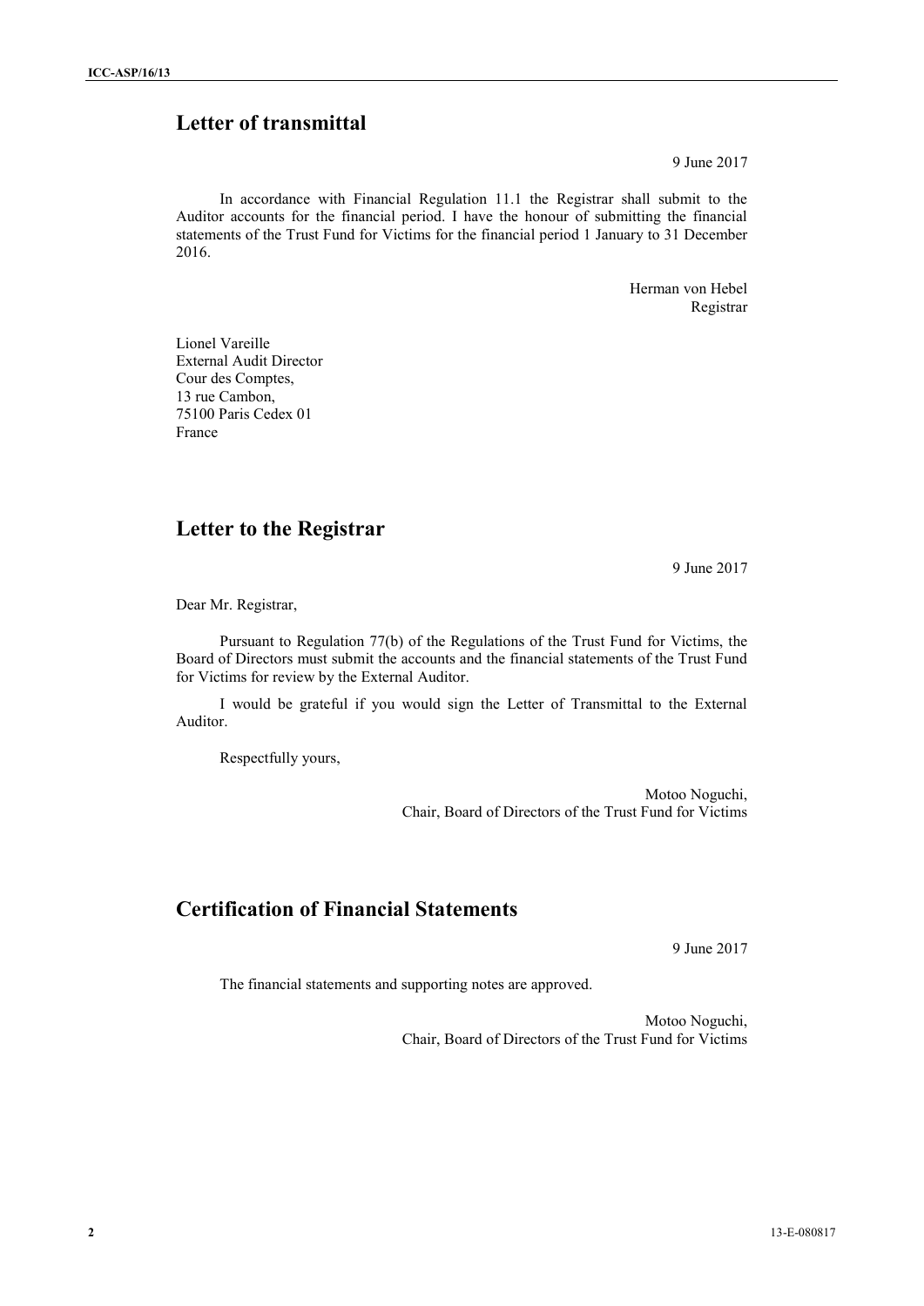## Letter of transmittal

9 June 2017

In accordance with Financial Regulation 11.1 the Registrar shall submit to the Auditor accounts for the financial period. I have the honour of submitting the financial statements of the Trust Fund for Victims for the financial period 1 January to 31 December 2016.

Herman von Hebel
Registrar

Lionel Vareille
External Audit Director
Cour des Comptes,
13 rue Cambon,
75100 Paris Cedex 01
France

## Letter to the Registrar

9 June 2017

Dear Mr. Registrar,

Pursuant to Regulation 77(b) of the Regulations of the Trust Fund for Victims, the Board of Directors must submit the accounts and the financial statements of the Trust Fund for Victims for review by the External Auditor.

I would be grateful if you would sign the Letter of Transmittal to the External Auditor.

Respectfully yours,

Motoo Noguchi,
Chair, Board of Directors of the Trust Fund for Victims

## Certification of Financial Statements

9 June 2017

The financial statements and supporting notes are approved.

Motoo Noguchi,
Chair, Board of Directors of the Trust Fund for Victims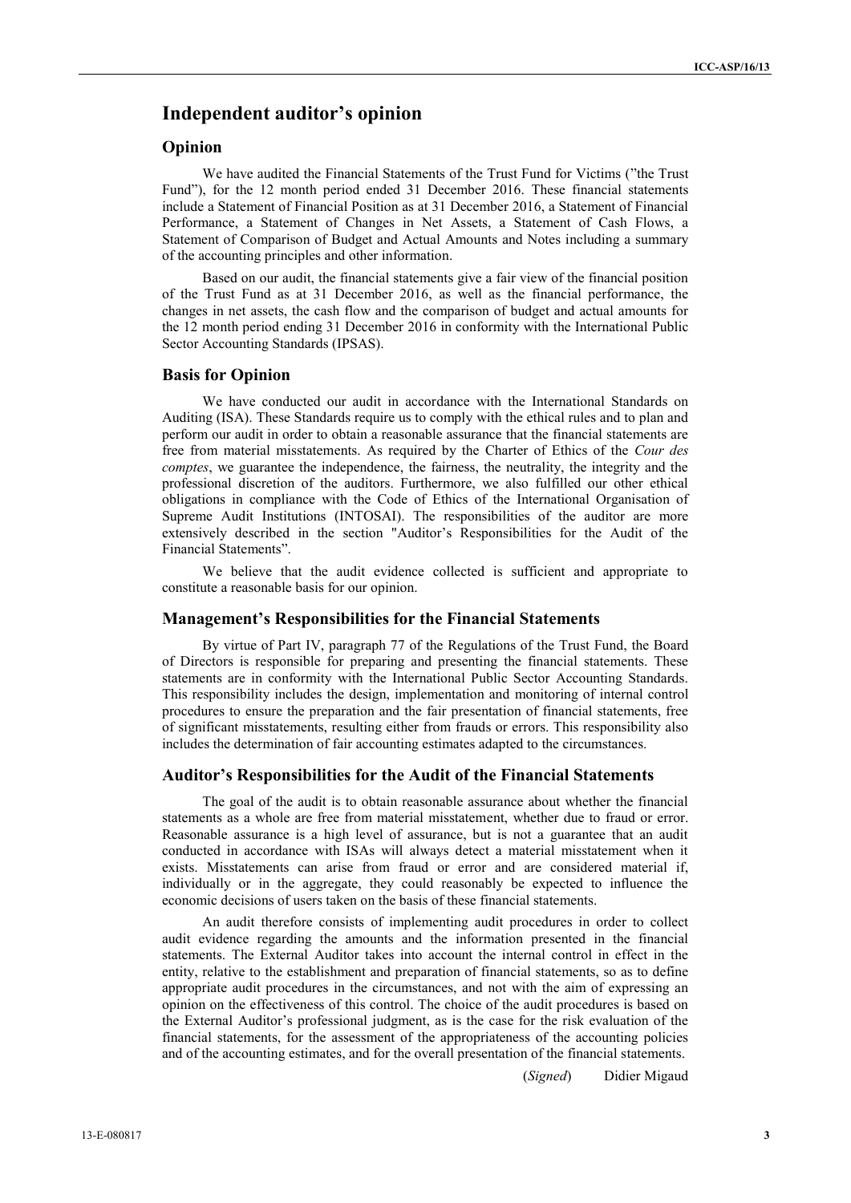# Independent auditor's opinion

## Opinion

We have audited the Financial Statements of the Trust Fund for Victims ("the Trust Fund"), for the 12 month period ended 31 December 2016. These financial statements include a Statement of Financial Position as at 31 December 2016, a Statement of Financial Performance, a Statement of Changes in Net Assets, a Statement of Cash Flows, a Statement of Comparison of Budget and Actual Amounts and Notes including a summary of the accounting principles and other information.

Based on our audit, the financial statements give a fair view of the financial position of the Trust Fund as at 31 December 2016, as well as the financial performance, the changes in net assets, the cash flow and the comparison of budget and actual amounts for the 12 month period ending 31 December 2016 in conformity with the International Public Sector Accounting Standards (IPSAS).

## Basis for Opinion

We have conducted our audit in accordance with the International Standards on Auditing (ISA). These Standards require us to comply with the ethical rules and to plan and perform our audit in order to obtain a reasonable assurance that the financial statements are free from material misstatements. As required by the Charter of Ethics of the *Cour des comptes*, we guarantee the independence, the fairness, the neutrality, the integrity and the professional discretion of the auditors. Furthermore, we also fulfilled our other ethical obligations in compliance with the Code of Ethics of the International Organisation of Supreme Audit Institutions (INTOSAI). The responsibilities of the auditor are more extensively described in the section "Auditor's Responsibilities for the Audit of the Financial Statements".

We believe that the audit evidence collected is sufficient and appropriate to constitute a reasonable basis for our opinion.

## Management's Responsibilities for the Financial Statements

By virtue of Part IV, paragraph 77 of the Regulations of the Trust Fund, the Board of Directors is responsible for preparing and presenting the financial statements. These statements are in conformity with the International Public Sector Accounting Standards. This responsibility includes the design, implementation and monitoring of internal control procedures to ensure the preparation and the fair presentation of financial statements, free of significant misstatements, resulting either from frauds or errors. This responsibility also includes the determination of fair accounting estimates adapted to the circumstances.

## Auditor's Responsibilities for the Audit of the Financial Statements

The goal of the audit is to obtain reasonable assurance about whether the financial statements as a whole are free from material misstatement, whether due to fraud or error. Reasonable assurance is a high level of assurance, but is not a guarantee that an audit conducted in accordance with ISAs will always detect a material misstatement when it exists. Misstatements can arise from fraud or error and are considered material if, individually or in the aggregate, they could reasonably be expected to influence the economic decisions of users taken on the basis of these financial statements.

An audit therefore consists of implementing audit procedures in order to collect audit evidence regarding the amounts and the information presented in the financial statements. The External Auditor takes into account the internal control in effect in the entity, relative to the establishment and preparation of financial statements, so as to define appropriate audit procedures in the circumstances, and not with the aim of expressing an opinion on the effectiveness of this control. The choice of the audit procedures is based on the External Auditor's professional judgment, as is the case for the risk evaluation of the financial statements, for the assessment of the appropriateness of the accounting policies and of the accounting estimates, and for the overall presentation of the financial statements.

(*Signed*) Didier Migaud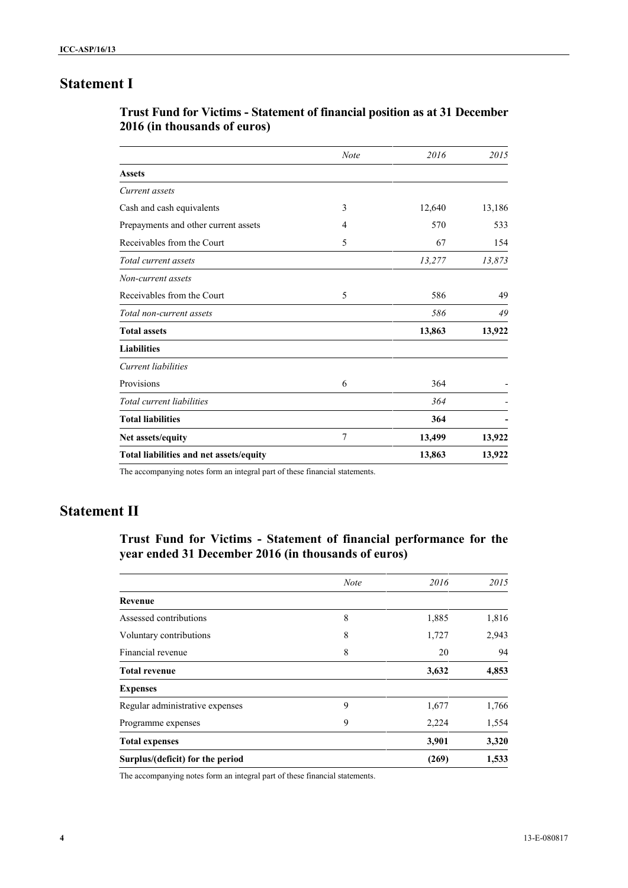# Statement I

## Trust Fund for Victims - Statement of financial position as at 31 December 2016 (in thousands of euros)

| | *Note* | *2016* | *2015* |
|---|---|---|---|
| **Assets** | | | |
| *Current assets* | | | |
| Cash and cash equivalents | 3 | 12,640 | 13,186 |
| Prepayments and other current assets | 4 | 570 | 533 |
| Receivables from the Court | 5 | 67 | 154 |
| *Total current assets* | | *13,277* | *13,873* |
| *Non-current assets* | | | |
| Receivables from the Court | 5 | 586 | 49 |
| *Total non-current assets* | | *586* | *49* |
| **Total assets** | | **13,863** | **13,922** |
| **Liabilities** | | | |
| *Current liabilities* | | | |
| Provisions | 6 | 364 | - |
| *Total current liabilities* | | *364* | - |
| **Total liabilities** | | **364** | **-** |
| **Net assets/equity** | 7 | **13,499** | **13,922** |
| **Total liabilities and net assets/equity** | | **13,863** | **13,922** |

The accompanying notes form an integral part of these financial statements.

# Statement II

## Trust Fund for Victims - Statement of financial performance for the year ended 31 December 2016 (in thousands of euros)

| | *Note* | *2016* | *2015* |
|---|---|---|---|
| **Revenue** | | | |
| Assessed contributions | 8 | 1,885 | 1,816 |
| Voluntary contributions | 8 | 1,727 | 2,943 |
| Financial revenue | 8 | 20 | 94 |
| **Total revenue** | | **3,632** | **4,853** |
| **Expenses** | | | |
| Regular administrative expenses | 9 | 1,677 | 1,766 |
| Programme expenses | 9 | 2,224 | 1,554 |
| **Total expenses** | | **3,901** | **3,320** |
| **Surplus/(deficit) for the period** | | **(269)** | **1,533** |

The accompanying notes form an integral part of these financial statements.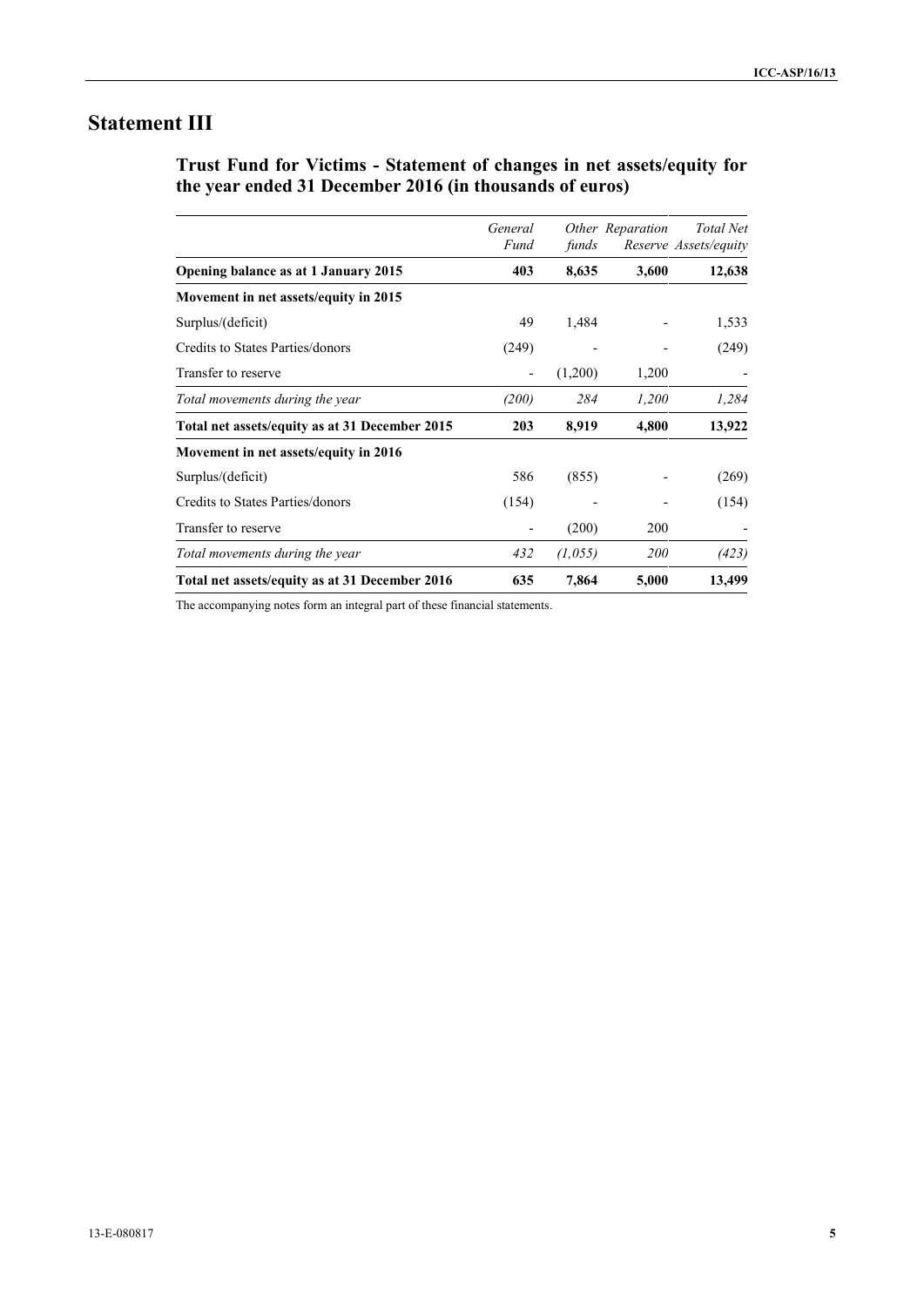# Statement III

## Trust Fund for Victims - Statement of changes in net assets/equity for the year ended 31 December 2016 (in thousands of euros)

| | *General Fund* | *Other funds* | *Reparation Reserve* | *Total Net Assets/equity* |
|---|---|---|---|---|
| **Opening balance as at 1 January 2015** | **403** | **8,635** | **3,600** | **12,638** |
| **Movement in net assets/equity in 2015** | | | | |
| Surplus/(deficit) | 49 | 1,484 | - | 1,533 |
| Credits to States Parties/donors | (249) | - | - | (249) |
| Transfer to reserve | - | (1,200) | 1,200 | - |
| *Total movements during the year* | *(200)* | *284* | *1,200* | *1,284* |
| **Total net assets/equity as at 31 December 2015** | **203** | **8,919** | **4,800** | **13,922** |
| **Movement in net assets/equity in 2016** | | | | |
| Surplus/(deficit) | 586 | (855) | - | (269) |
| Credits to States Parties/donors | (154) | - | - | (154) |
| Transfer to reserve | - | (200) | 200 | - |
| *Total movements during the year* | *432* | *(1,055)* | *200* | *(423)* |
| **Total net assets/equity as at 31 December 2016** | **635** | **7,864** | **5,000** | **13,499** |

The accompanying notes form an integral part of these financial statements.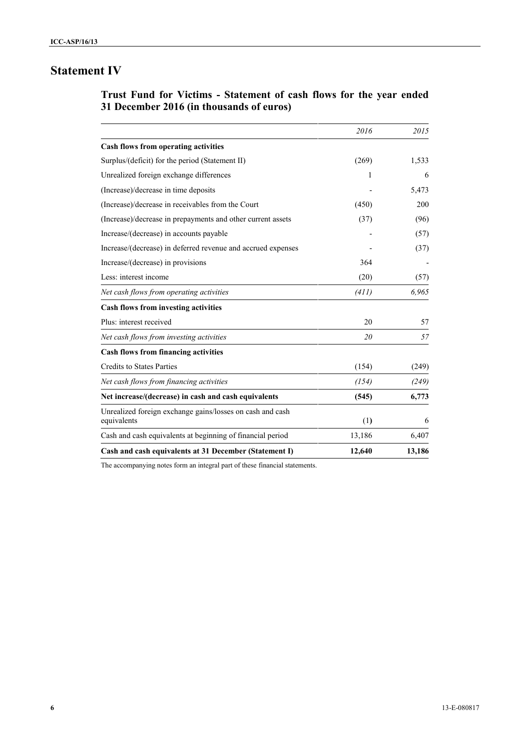# Statement IV

## Trust Fund for Victims - Statement of cash flows for the year ended 31 December 2016 (in thousands of euros)

| | *2016* | *2015* |
|---|---|---|
| **Cash flows from operating activities** | | |
| Surplus/(deficit) for the period (Statement II) | (269) | 1,533 |
| Unrealized foreign exchange differences | 1 | 6 |
| (Increase)/decrease in time deposits | - | 5,473 |
| (Increase)/decrease in receivables from the Court | (450) | 200 |
| (Increase)/decrease in prepayments and other current assets | (37) | (96) |
| Increase/(decrease) in accounts payable | - | (57) |
| Increase/(decrease) in deferred revenue and accrued expenses | - | (37) |
| Increase/(decrease) in provisions | 364 | - |
| Less: interest income | (20) | (57) |
| *Net cash flows from operating activities* | *(411)* | *6,965* |
| **Cash flows from investing activities** | | |
| Plus: interest received | 20 | 57 |
| *Net cash flows from investing activities* | *20* | *57* |
| **Cash flows from financing activities** | | |
| Credits to States Parties | (154) | (249) |
| *Net cash flows from financing activities* | *(154)* | *(249)* |
| **Net increase/(decrease) in cash and cash equivalents** | **(545)** | **6,773** |
| Unrealized foreign exchange gains/losses on cash and cash equivalents | (1) | 6 |
| Cash and cash equivalents at beginning of financial period | 13,186 | 6,407 |
| **Cash and cash equivalents at 31 December (Statement I)** | **12,640** | **13,186** |

The accompanying notes form an integral part of these financial statements.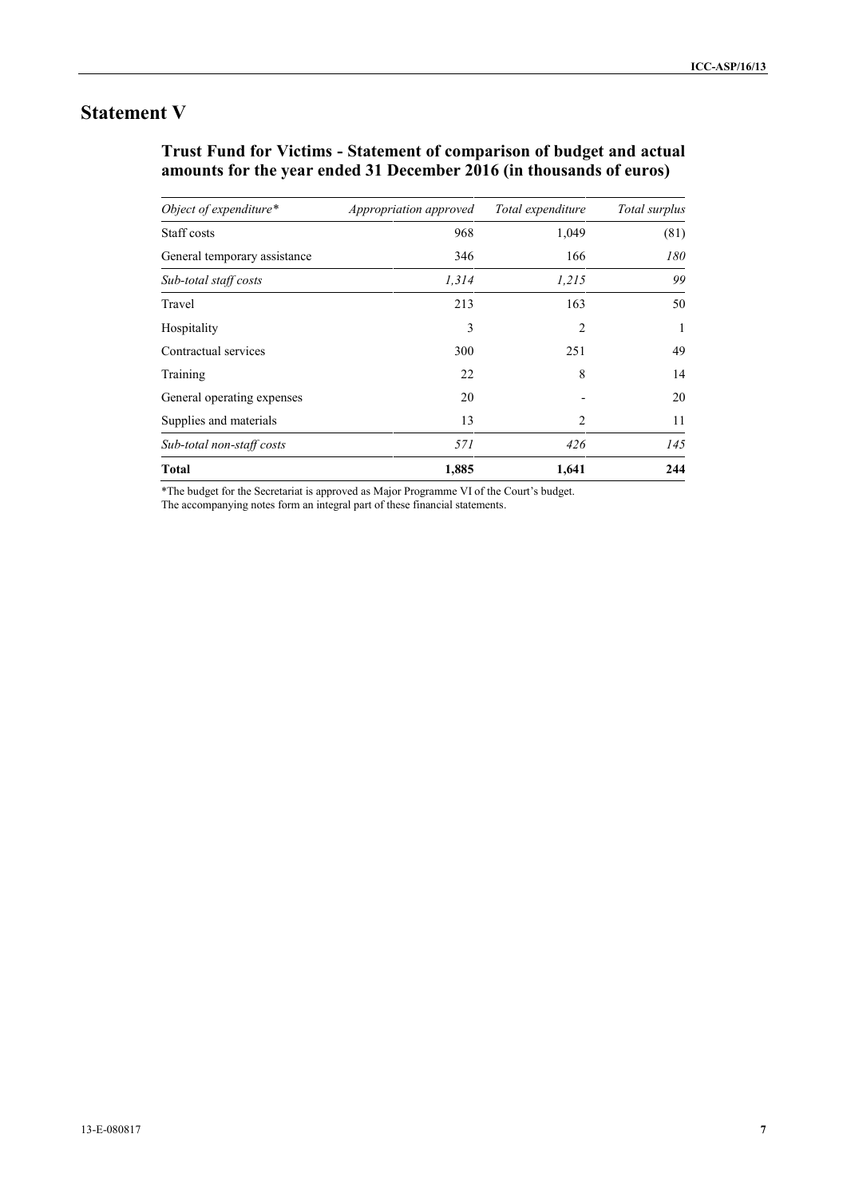# Statement V

## Trust Fund for Victims - Statement of comparison of budget and actual amounts for the year ended 31 December 2016 (in thousands of euros)

| *Object of expenditure** | *Appropriation approved* | *Total expenditure* | *Total surplus* |
|---|---|---|---|
| Staff costs | 968 | 1,049 | (81) |
| General temporary assistance | 346 | 166 | *180* |
| *Sub-total staff costs* | *1,314* | *1,215* | *99* |
| Travel | 213 | 163 | 50 |
| Hospitality | 3 | 2 | 1 |
| Contractual services | 300 | 251 | 49 |
| Training | 22 | 8 | 14 |
| General operating expenses | 20 | - | 20 |
| Supplies and materials | 13 | 2 | 11 |
| *Sub-total non-staff costs* | *571* | *426* | *145* |
| **Total** | **1,885** | **1,641** | **244** |

*The budget for the Secretariat is approved as Major Programme VI of the Court's budget.

The accompanying notes form an integral part of these financial statements.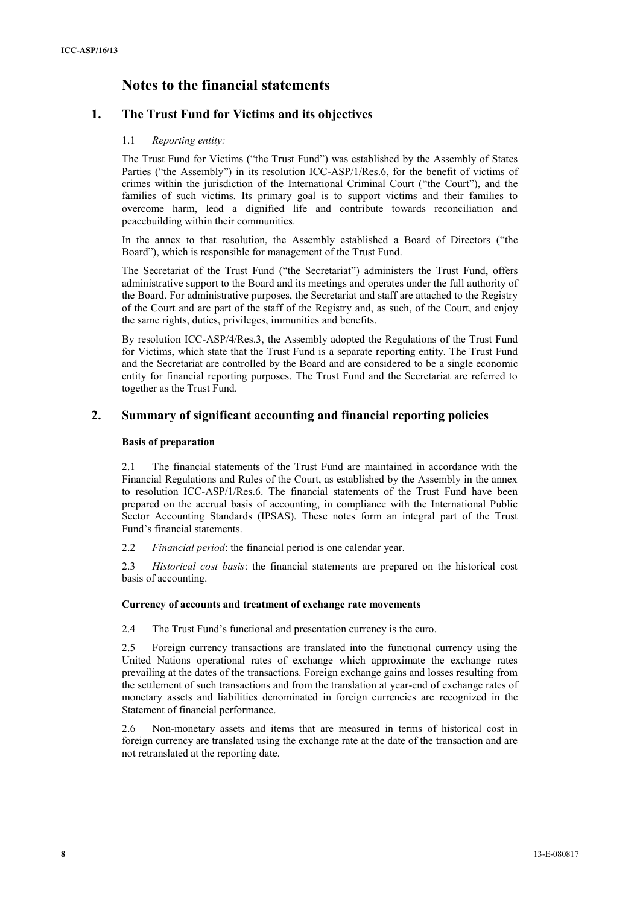# Notes to the financial statements

## 1. The Trust Fund for Victims and its objectives

1.1 *Reporting entity:*

The Trust Fund for Victims ("the Trust Fund") was established by the Assembly of States Parties ("the Assembly") in its resolution ICC-ASP/1/Res.6, for the benefit of victims of crimes within the jurisdiction of the International Criminal Court ("the Court"), and the families of such victims. Its primary goal is to support victims and their families to overcome harm, lead a dignified life and contribute towards reconciliation and peacebuilding within their communities.

In the annex to that resolution, the Assembly established a Board of Directors ("the Board"), which is responsible for management of the Trust Fund.

The Secretariat of the Trust Fund ("the Secretariat") administers the Trust Fund, offers administrative support to the Board and its meetings and operates under the full authority of the Board. For administrative purposes, the Secretariat and staff are attached to the Registry of the Court and are part of the staff of the Registry and, as such, of the Court, and enjoy the same rights, duties, privileges, immunities and benefits.

By resolution ICC-ASP/4/Res.3, the Assembly adopted the Regulations of the Trust Fund for Victims, which state that the Trust Fund is a separate reporting entity. The Trust Fund and the Secretariat are controlled by the Board and are considered to be a single economic entity for financial reporting purposes. The Trust Fund and the Secretariat are referred to together as the Trust Fund.

## 2. Summary of significant accounting and financial reporting policies

### Basis of preparation

2.1 The financial statements of the Trust Fund are maintained in accordance with the Financial Regulations and Rules of the Court, as established by the Assembly in the annex to resolution ICC-ASP/1/Res.6. The financial statements of the Trust Fund have been prepared on the accrual basis of accounting, in compliance with the International Public Sector Accounting Standards (IPSAS). These notes form an integral part of the Trust Fund's financial statements.

2.2 *Financial period*: the financial period is one calendar year.

2.3 *Historical cost basis*: the financial statements are prepared on the historical cost basis of accounting.

### Currency of accounts and treatment of exchange rate movements

2.4 The Trust Fund's functional and presentation currency is the euro.

2.5 Foreign currency transactions are translated into the functional currency using the United Nations operational rates of exchange which approximate the exchange rates prevailing at the dates of the transactions. Foreign exchange gains and losses resulting from the settlement of such transactions and from the translation at year-end of exchange rates of monetary assets and liabilities denominated in foreign currencies are recognized in the Statement of financial performance.

2.6 Non-monetary assets and items that are measured in terms of historical cost in foreign currency are translated using the exchange rate at the date of the transaction and are not retranslated at the reporting date.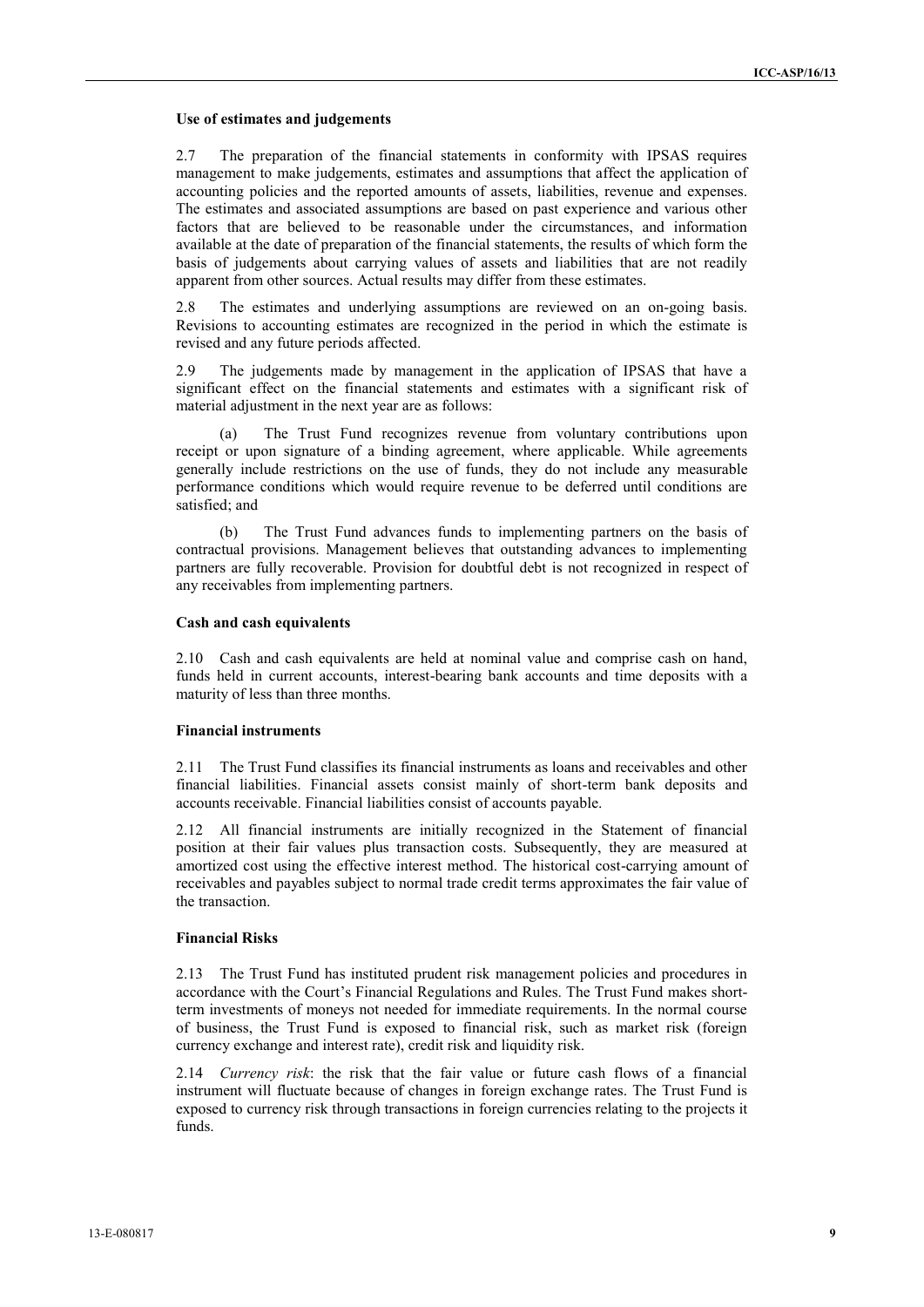### Use of estimates and judgements

2.7 The preparation of the financial statements in conformity with IPSAS requires management to make judgements, estimates and assumptions that affect the application of accounting policies and the reported amounts of assets, liabilities, revenue and expenses. The estimates and associated assumptions are based on past experience and various other factors that are believed to be reasonable under the circumstances, and information available at the date of preparation of the financial statements, the results of which form the basis of judgements about carrying values of assets and liabilities that are not readily apparent from other sources. Actual results may differ from these estimates.

2.8 The estimates and underlying assumptions are reviewed on an on-going basis. Revisions to accounting estimates are recognized in the period in which the estimate is revised and any future periods affected.

2.9 The judgements made by management in the application of IPSAS that have a significant effect on the financial statements and estimates with a significant risk of material adjustment in the next year are as follows:

(a) The Trust Fund recognizes revenue from voluntary contributions upon receipt or upon signature of a binding agreement, where applicable. While agreements generally include restrictions on the use of funds, they do not include any measurable performance conditions which would require revenue to be deferred until conditions are satisfied; and

(b) The Trust Fund advances funds to implementing partners on the basis of contractual provisions. Management believes that outstanding advances to implementing partners are fully recoverable. Provision for doubtful debt is not recognized in respect of any receivables from implementing partners.

### Cash and cash equivalents

2.10 Cash and cash equivalents are held at nominal value and comprise cash on hand, funds held in current accounts, interest-bearing bank accounts and time deposits with a maturity of less than three months.

### Financial instruments

2.11 The Trust Fund classifies its financial instruments as loans and receivables and other financial liabilities. Financial assets consist mainly of short-term bank deposits and accounts receivable. Financial liabilities consist of accounts payable.

2.12 All financial instruments are initially recognized in the Statement of financial position at their fair values plus transaction costs. Subsequently, they are measured at amortized cost using the effective interest method. The historical cost-carrying amount of receivables and payables subject to normal trade credit terms approximates the fair value of the transaction.

### Financial Risks

2.13 The Trust Fund has instituted prudent risk management policies and procedures in accordance with the Court's Financial Regulations and Rules. The Trust Fund makes short-term investments of moneys not needed for immediate requirements. In the normal course of business, the Trust Fund is exposed to financial risk, such as market risk (foreign currency exchange and interest rate), credit risk and liquidity risk.

2.14 *Currency risk*: the risk that the fair value or future cash flows of a financial instrument will fluctuate because of changes in foreign exchange rates. The Trust Fund is exposed to currency risk through transactions in foreign currencies relating to the projects it funds.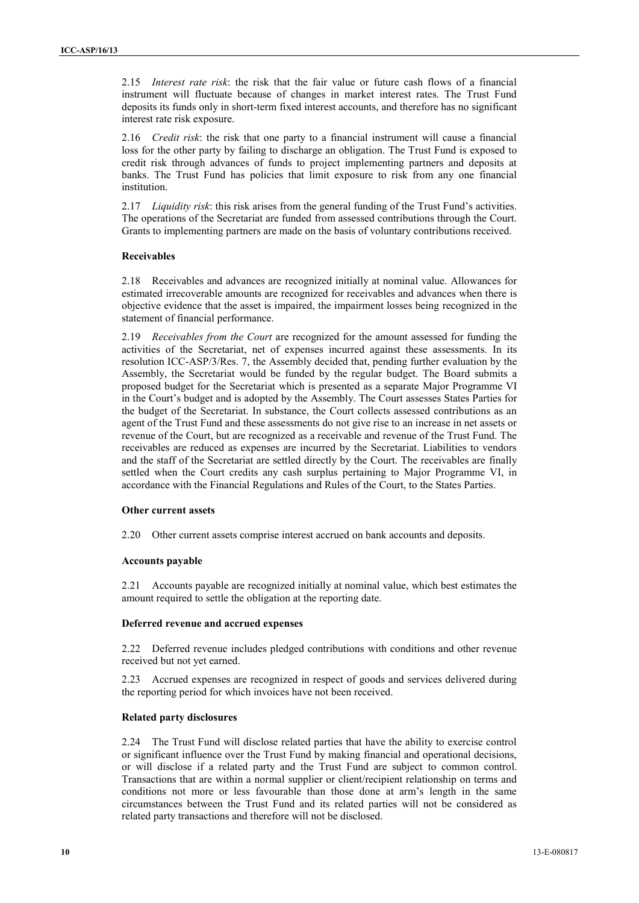2.15 *Interest rate risk*: the risk that the fair value or future cash flows of a financial instrument will fluctuate because of changes in market interest rates. The Trust Fund deposits its funds only in short-term fixed interest accounts, and therefore has no significant interest rate risk exposure.

2.16 *Credit risk*: the risk that one party to a financial instrument will cause a financial loss for the other party by failing to discharge an obligation. The Trust Fund is exposed to credit risk through advances of funds to project implementing partners and deposits at banks. The Trust Fund has policies that limit exposure to risk from any one financial institution.

2.17 *Liquidity risk*: this risk arises from the general funding of the Trust Fund's activities. The operations of the Secretariat are funded from assessed contributions through the Court. Grants to implementing partners are made on the basis of voluntary contributions received.

**Receivables**

2.18 Receivables and advances are recognized initially at nominal value. Allowances for estimated irrecoverable amounts are recognized for receivables and advances when there is objective evidence that the asset is impaired, the impairment losses being recognized in the statement of financial performance.

2.19 *Receivables from the Court* are recognized for the amount assessed for funding the activities of the Secretariat, net of expenses incurred against these assessments. In its resolution ICC-ASP/3/Res. 7, the Assembly decided that, pending further evaluation by the Assembly, the Secretariat would be funded by the regular budget. The Board submits a proposed budget for the Secretariat which is presented as a separate Major Programme VI in the Court's budget and is adopted by the Assembly. The Court assesses States Parties for the budget of the Secretariat. In substance, the Court collects assessed contributions as an agent of the Trust Fund and these assessments do not give rise to an increase in net assets or revenue of the Court, but are recognized as a receivable and revenue of the Trust Fund. The receivables are reduced as expenses are incurred by the Secretariat. Liabilities to vendors and the staff of the Secretariat are settled directly by the Court. The receivables are finally settled when the Court credits any cash surplus pertaining to Major Programme VI, in accordance with the Financial Regulations and Rules of the Court, to the States Parties.

**Other current assets**

2.20 Other current assets comprise interest accrued on bank accounts and deposits.

**Accounts payable**

2.21 Accounts payable are recognized initially at nominal value, which best estimates the amount required to settle the obligation at the reporting date.

**Deferred revenue and accrued expenses**

2.22 Deferred revenue includes pledged contributions with conditions and other revenue received but not yet earned.

2.23 Accrued expenses are recognized in respect of goods and services delivered during the reporting period for which invoices have not been received.

**Related party disclosures**

2.24 The Trust Fund will disclose related parties that have the ability to exercise control or significant influence over the Trust Fund by making financial and operational decisions, or will disclose if a related party and the Trust Fund are subject to common control. Transactions that are within a normal supplier or client/recipient relationship on terms and conditions not more or less favourable than those done at arm's length in the same circumstances between the Trust Fund and its related parties will not be considered as related party transactions and therefore will not be disclosed.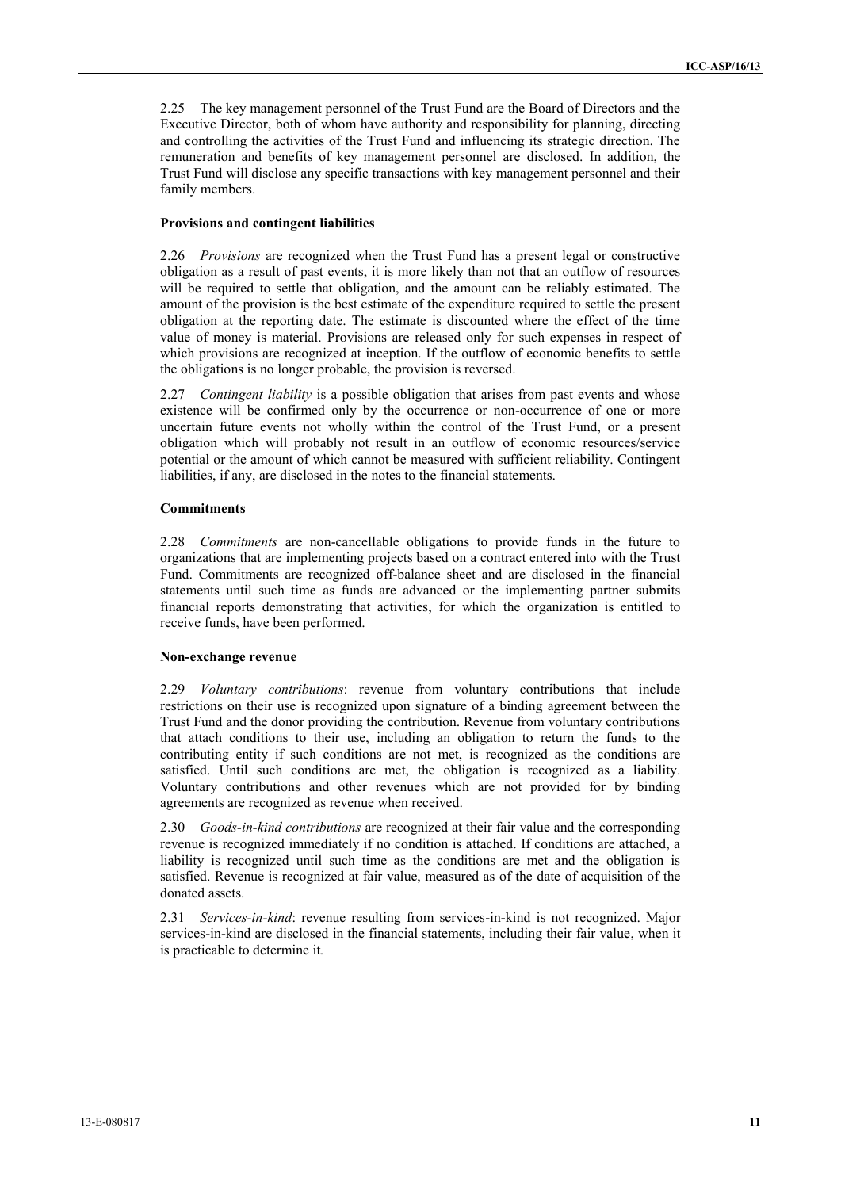2.25 The key management personnel of the Trust Fund are the Board of Directors and the Executive Director, both of whom have authority and responsibility for planning, directing and controlling the activities of the Trust Fund and influencing its strategic direction. The remuneration and benefits of key management personnel are disclosed. In addition, the Trust Fund will disclose any specific transactions with key management personnel and their family members.

### Provisions and contingent liabilities

2.26 *Provisions* are recognized when the Trust Fund has a present legal or constructive obligation as a result of past events, it is more likely than not that an outflow of resources will be required to settle that obligation, and the amount can be reliably estimated. The amount of the provision is the best estimate of the expenditure required to settle the present obligation at the reporting date. The estimate is discounted where the effect of the time value of money is material. Provisions are released only for such expenses in respect of which provisions are recognized at inception. If the outflow of economic benefits to settle the obligations is no longer probable, the provision is reversed.

2.27 *Contingent liability* is a possible obligation that arises from past events and whose existence will be confirmed only by the occurrence or non-occurrence of one or more uncertain future events not wholly within the control of the Trust Fund, or a present obligation which will probably not result in an outflow of economic resources/service potential or the amount of which cannot be measured with sufficient reliability. Contingent liabilities, if any, are disclosed in the notes to the financial statements.

### Commitments

2.28 *Commitments* are non-cancellable obligations to provide funds in the future to organizations that are implementing projects based on a contract entered into with the Trust Fund. Commitments are recognized off-balance sheet and are disclosed in the financial statements until such time as funds are advanced or the implementing partner submits financial reports demonstrating that activities, for which the organization is entitled to receive funds, have been performed.

### Non-exchange revenue

2.29 *Voluntary contributions*: revenue from voluntary contributions that include restrictions on their use is recognized upon signature of a binding agreement between the Trust Fund and the donor providing the contribution. Revenue from voluntary contributions that attach conditions to their use, including an obligation to return the funds to the contributing entity if such conditions are not met, is recognized as the conditions are satisfied. Until such conditions are met, the obligation is recognized as a liability. Voluntary contributions and other revenues which are not provided for by binding agreements are recognized as revenue when received.

2.30 *Goods-in-kind contributions* are recognized at their fair value and the corresponding revenue is recognized immediately if no condition is attached. If conditions are attached, a liability is recognized until such time as the conditions are met and the obligation is satisfied. Revenue is recognized at fair value, measured as of the date of acquisition of the donated assets.

2.31 *Services-in-kind*: revenue resulting from services-in-kind is not recognized. Major services-in-kind are disclosed in the financial statements, including their fair value, when it is practicable to determine it.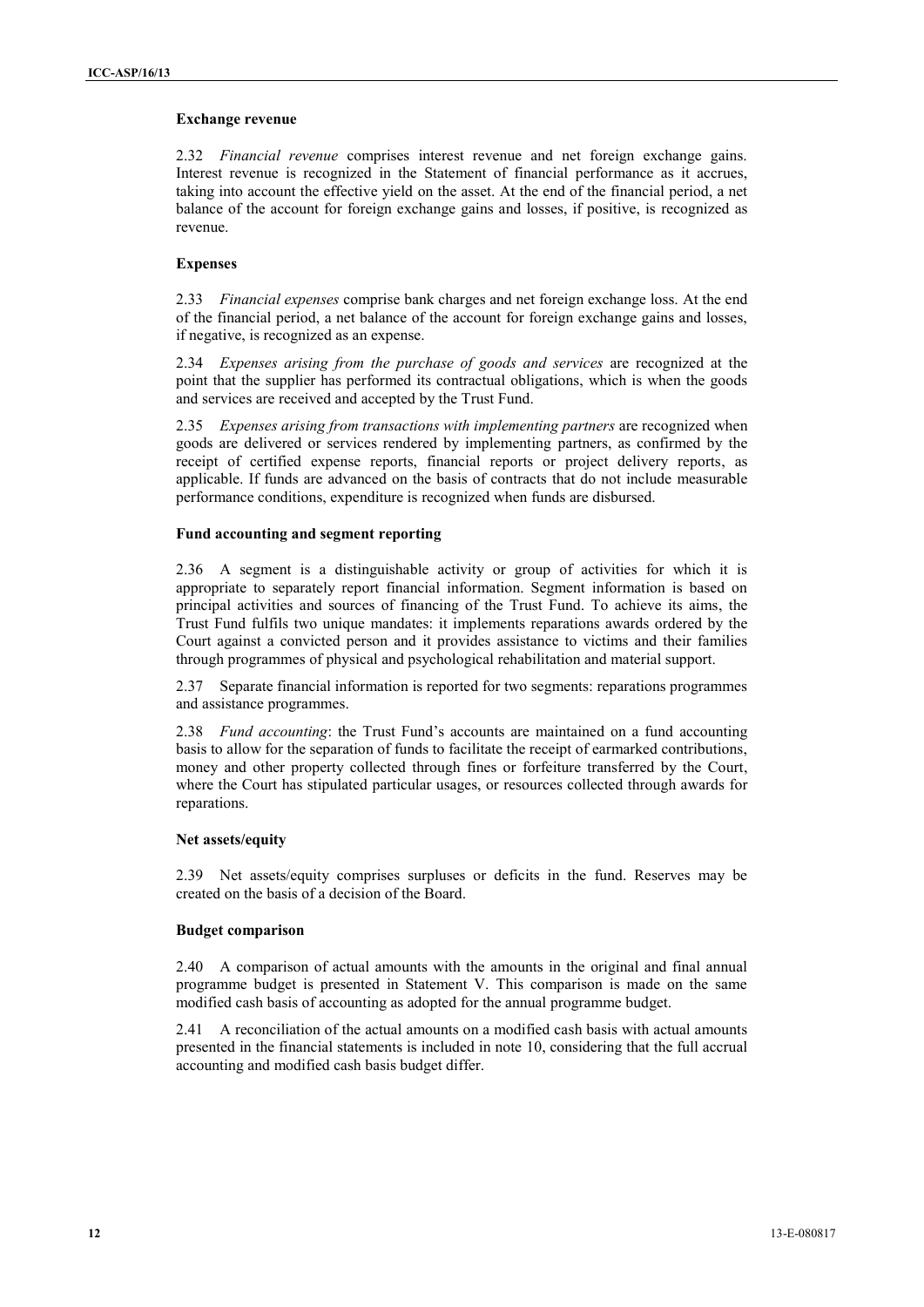**Exchange revenue**

2.32 *Financial revenue* comprises interest revenue and net foreign exchange gains. Interest revenue is recognized in the Statement of financial performance as it accrues, taking into account the effective yield on the asset. At the end of the financial period, a net balance of the account for foreign exchange gains and losses, if positive, is recognized as revenue.

**Expenses**

2.33 *Financial expenses* comprise bank charges and net foreign exchange loss. At the end of the financial period, a net balance of the account for foreign exchange gains and losses, if negative, is recognized as an expense.

2.34 *Expenses arising from the purchase of goods and services* are recognized at the point that the supplier has performed its contractual obligations, which is when the goods and services are received and accepted by the Trust Fund.

2.35 *Expenses arising from transactions with implementing partners* are recognized when goods are delivered or services rendered by implementing partners, as confirmed by the receipt of certified expense reports, financial reports or project delivery reports, as applicable. If funds are advanced on the basis of contracts that do not include measurable performance conditions, expenditure is recognized when funds are disbursed.

**Fund accounting and segment reporting**

2.36 A segment is a distinguishable activity or group of activities for which it is appropriate to separately report financial information. Segment information is based on principal activities and sources of financing of the Trust Fund. To achieve its aims, the Trust Fund fulfils two unique mandates: it implements reparations awards ordered by the Court against a convicted person and it provides assistance to victims and their families through programmes of physical and psychological rehabilitation and material support.

2.37 Separate financial information is reported for two segments: reparations programmes and assistance programmes.

2.38 *Fund accounting*: the Trust Fund's accounts are maintained on a fund accounting basis to allow for the separation of funds to facilitate the receipt of earmarked contributions, money and other property collected through fines or forfeiture transferred by the Court, where the Court has stipulated particular usages, or resources collected through awards for reparations.

**Net assets/equity**

2.39 Net assets/equity comprises surpluses or deficits in the fund. Reserves may be created on the basis of a decision of the Board.

**Budget comparison**

2.40 A comparison of actual amounts with the amounts in the original and final annual programme budget is presented in Statement V. This comparison is made on the same modified cash basis of accounting as adopted for the annual programme budget.

2.41 A reconciliation of the actual amounts on a modified cash basis with actual amounts presented in the financial statements is included in note 10, considering that the full accrual accounting and modified cash basis budget differ.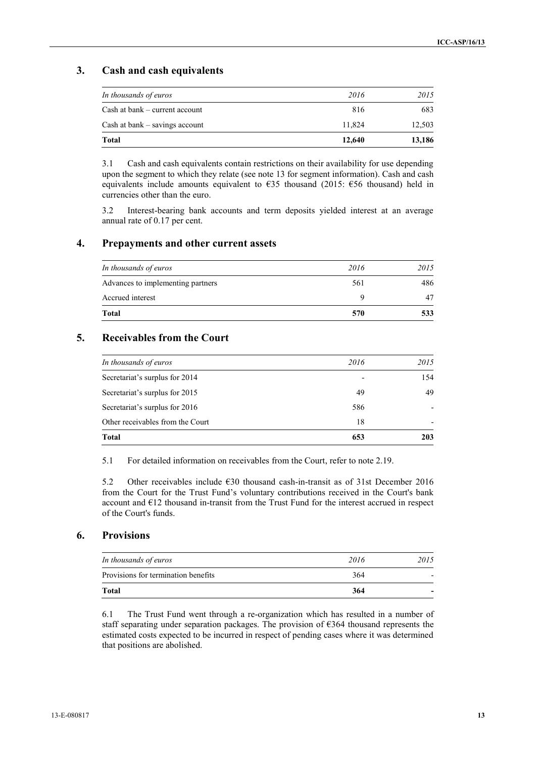## 3. Cash and cash equivalents

| *In thousands of euros* | *2016* | *2015* |
|---|---|---|
| Cash at bank – current account | 816 | 683 |
| Cash at bank – savings account | 11,824 | 12,503 |
| **Total** | **12,640** | **13,186** |

3.1 Cash and cash equivalents contain restrictions on their availability for use depending upon the segment to which they relate (see note 13 for segment information). Cash and cash equivalents include amounts equivalent to €35 thousand (2015: €56 thousand) held in currencies other than the euro.

3.2 Interest-bearing bank accounts and term deposits yielded interest at an average annual rate of 0.17 per cent.

## 4. Prepayments and other current assets

| *In thousands of euros* | *2016* | *2015* |
|---|---|---|
| Advances to implementing partners | 561 | 486 |
| Accrued interest | 9 | 47 |
| **Total** | **570** | **533** |

## 5. Receivables from the Court

| *In thousands of euros* | *2016* | *2015* |
|---|---|---|
| Secretariat's surplus for 2014 | - | 154 |
| Secretariat's surplus for 2015 | 49 | 49 |
| Secretariat's surplus for 2016 | 586 | - |
| Other receivables from the Court | 18 | - |
| **Total** | **653** | **203** |

5.1 For detailed information on receivables from the Court, refer to note 2.19.

5.2 Other receivables include €30 thousand cash-in-transit as of 31st December 2016 from the Court for the Trust Fund's voluntary contributions received in the Court's bank account and €12 thousand in-transit from the Trust Fund for the interest accrued in respect of the Court's funds.

## 6. Provisions

| *In thousands of euros* | *2016* | *2015* |
|---|---|---|
| Provisions for termination benefits | 364 | - |
| **Total** | **364** | **-** |

6.1 The Trust Fund went through a re-organization which has resulted in a number of staff separating under separation packages. The provision of €364 thousand represents the estimated costs expected to be incurred in respect of pending cases where it was determined that positions are abolished.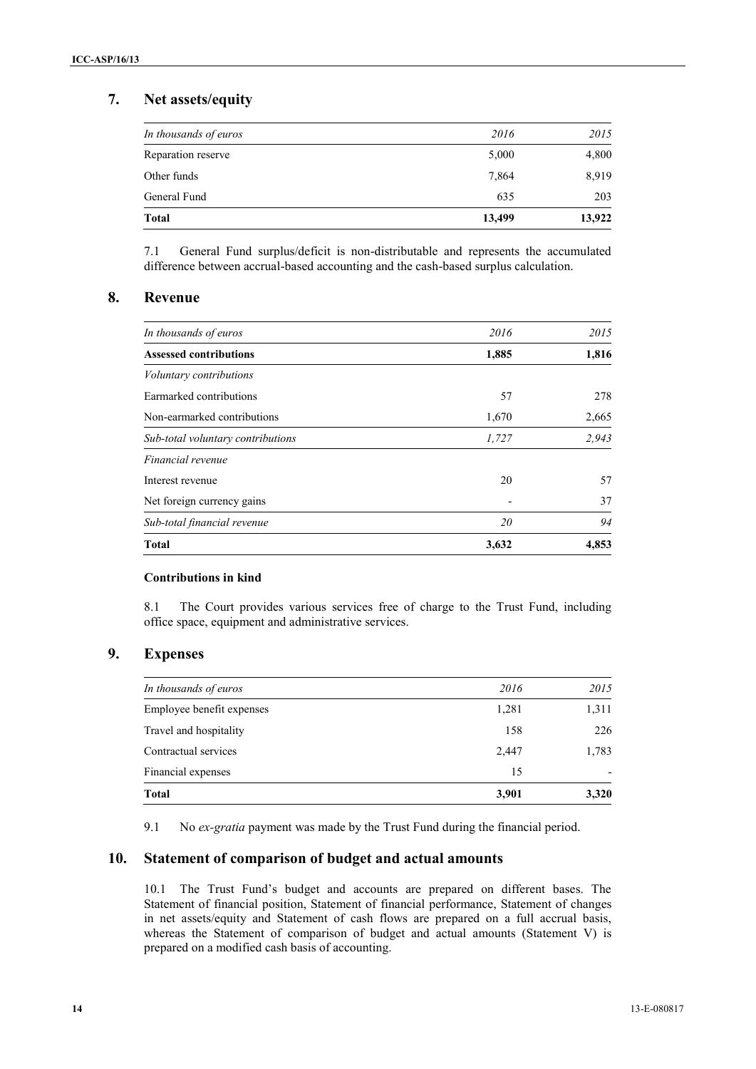## 7. Net assets/equity

| *In thousands of euros* | *2016* | *2015* |
|---|---|---|
| Reparation reserve | 5,000 | 4,800 |
| Other funds | 7,864 | 8,919 |
| General Fund | 635 | 203 |
| **Total** | **13,499** | **13,922** |

7.1 General Fund surplus/deficit is non-distributable and represents the accumulated difference between accrual-based accounting and the cash-based surplus calculation.

## 8. Revenue

| *In thousands of euros* | *2016* | *2015* |
|---|---|---|
| **Assessed contributions** | **1,885** | **1,816** |
| *Voluntary contributions* | | |
| Earmarked contributions | 57 | 278 |
| Non-earmarked contributions | 1,670 | 2,665 |
| *Sub-total voluntary contributions* | *1,727* | *2,943* |
| *Financial revenue* | | |
| Interest revenue | 20 | 57 |
| Net foreign currency gains | - | 37 |
| *Sub-total financial revenue* | *20* | *94* |
| **Total** | **3,632** | **4,853** |

**Contributions in kind**

8.1 The Court provides various services free of charge to the Trust Fund, including office space, equipment and administrative services.

## 9. Expenses

| *In thousands of euros* | *2016* | *2015* |
|---|---|---|
| Employee benefit expenses | 1,281 | 1,311 |
| Travel and hospitality | 158 | 226 |
| Contractual services | 2,447 | 1,783 |
| Financial expenses | 15 | - |
| **Total** | **3,901** | **3,320** |

9.1 No *ex-gratia* payment was made by the Trust Fund during the financial period.

## 10. Statement of comparison of budget and actual amounts

10.1 The Trust Fund's budget and accounts are prepared on different bases. The Statement of financial position, Statement of financial performance, Statement of changes in net assets/equity and Statement of cash flows are prepared on a full accrual basis, whereas the Statement of comparison of budget and actual amounts (Statement V) is prepared on a modified cash basis of accounting.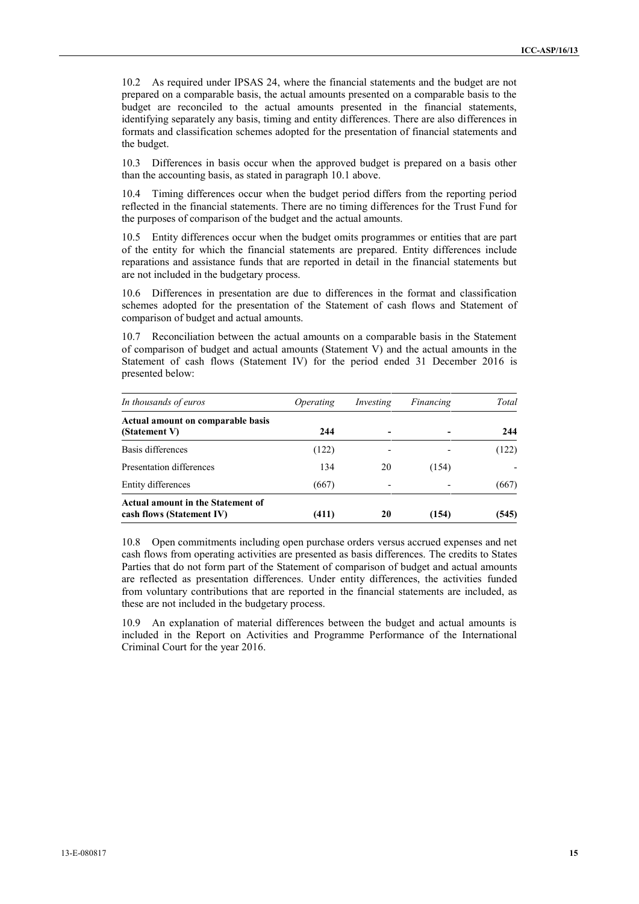10.2 As required under IPSAS 24, where the financial statements and the budget are not prepared on a comparable basis, the actual amounts presented on a comparable basis to the budget are reconciled to the actual amounts presented in the financial statements, identifying separately any basis, timing and entity differences. There are also differences in formats and classification schemes adopted for the presentation of financial statements and the budget.

10.3 Differences in basis occur when the approved budget is prepared on a basis other than the accounting basis, as stated in paragraph 10.1 above.

10.4 Timing differences occur when the budget period differs from the reporting period reflected in the financial statements. There are no timing differences for the Trust Fund for the purposes of comparison of the budget and the actual amounts.

10.5 Entity differences occur when the budget omits programmes or entities that are part of the entity for which the financial statements are prepared. Entity differences include reparations and assistance funds that are reported in detail in the financial statements but are not included in the budgetary process.

10.6 Differences in presentation are due to differences in the format and classification schemes adopted for the presentation of the Statement of cash flows and Statement of comparison of budget and actual amounts.

10.7 Reconciliation between the actual amounts on a comparable basis in the Statement of comparison of budget and actual amounts (Statement V) and the actual amounts in the Statement of cash flows (Statement IV) for the period ended 31 December 2016 is presented below:

| *In thousands of euros* | *Operating* | *Investing* | *Financing* | *Total* |
|---|---|---|---|---|
| **Actual amount on comparable basis (Statement V)** | **244** | **-** | **-** | **244** |
| Basis differences | (122) | - | - | (122) |
| Presentation differences | 134 | 20 | (154) | - |
| Entity differences | (667) | - | - | (667) |
| **Actual amount in the Statement of cash flows (Statement IV)** | **(411)** | **20** | **(154)** | **(545)** |

10.8 Open commitments including open purchase orders versus accrued expenses and net cash flows from operating activities are presented as basis differences. The credits to States Parties that do not form part of the Statement of comparison of budget and actual amounts are reflected as presentation differences. Under entity differences, the activities funded from voluntary contributions that are reported in the financial statements are included, as these are not included in the budgetary process.

10.9 An explanation of material differences between the budget and actual amounts is included in the Report on Activities and Programme Performance of the International Criminal Court for the year 2016.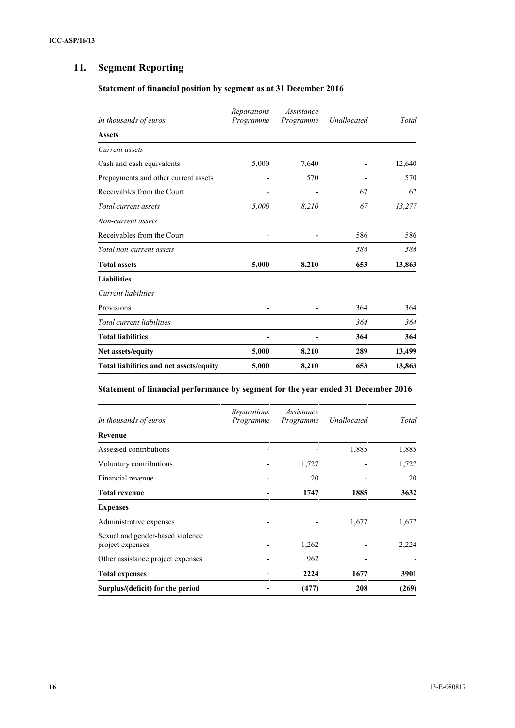## 11. Segment Reporting

### Statement of financial position by segment as at 31 December 2016

| *In thousands of euros* | *Reparations Programme* | *Assistance Programme* | *Unallocated* | *Total* |
|---|---|---|---|---|
| **Assets** | | | | |
| *Current assets* | | | | |
| Cash and cash equivalents | 5,000 | 7,640 | - | 12,640 |
| Prepayments and other current assets | - | 570 | - | 570 |
| Receivables from the Court | - | - | 67 | 67 |
| *Total current assets* | *5,000* | *8,210* | *67* | *13,277* |
| *Non-current assets* | | | | |
| Receivables from the Court | - | - | 586 | 586 |
| *Total non-current assets* | - | - | *586* | *586* |
| **Total assets** | **5,000** | **8,210** | **653** | **13,863** |
| **Liabilities** | | | | |
| *Current liabilities* | | | | |
| Provisions | - | - | 364 | 364 |
| *Total current liabilities* | - | - | *364* | *364* |
| **Total liabilities** | - | - | **364** | **364** |
| **Net assets/equity** | **5,000** | **8,210** | **289** | **13,499** |
| **Total liabilities and net assets/equity** | **5,000** | **8,210** | **653** | **13,863** |

### Statement of financial performance by segment for the year ended 31 December 2016

| *In thousands of euros* | *Reparations Programme* | *Assistance Programme* | *Unallocated* | *Total* |
|---|---|---|---|---|
| **Revenue** | | | | |
| Assessed contributions | - | - | 1,885 | 1,885 |
| Voluntary contributions | - | 1,727 | - | 1,727 |
| Financial revenue | - | 20 | - | 20 |
| **Total revenue** | - | **1747** | **1885** | **3632** |
| **Expenses** | | | | |
| Administrative expenses | - | - | 1,677 | 1,677 |
| Sexual and gender-based violence project expenses | - | 1,262 | - | 2,224 |
| Other assistance project expenses | - | 962 | - | - |
| **Total expenses** | - | **2224** | **1677** | **3901** |
| **Surplus/(deficit) for the period** | - | **(477)** | **208** | **(269)** |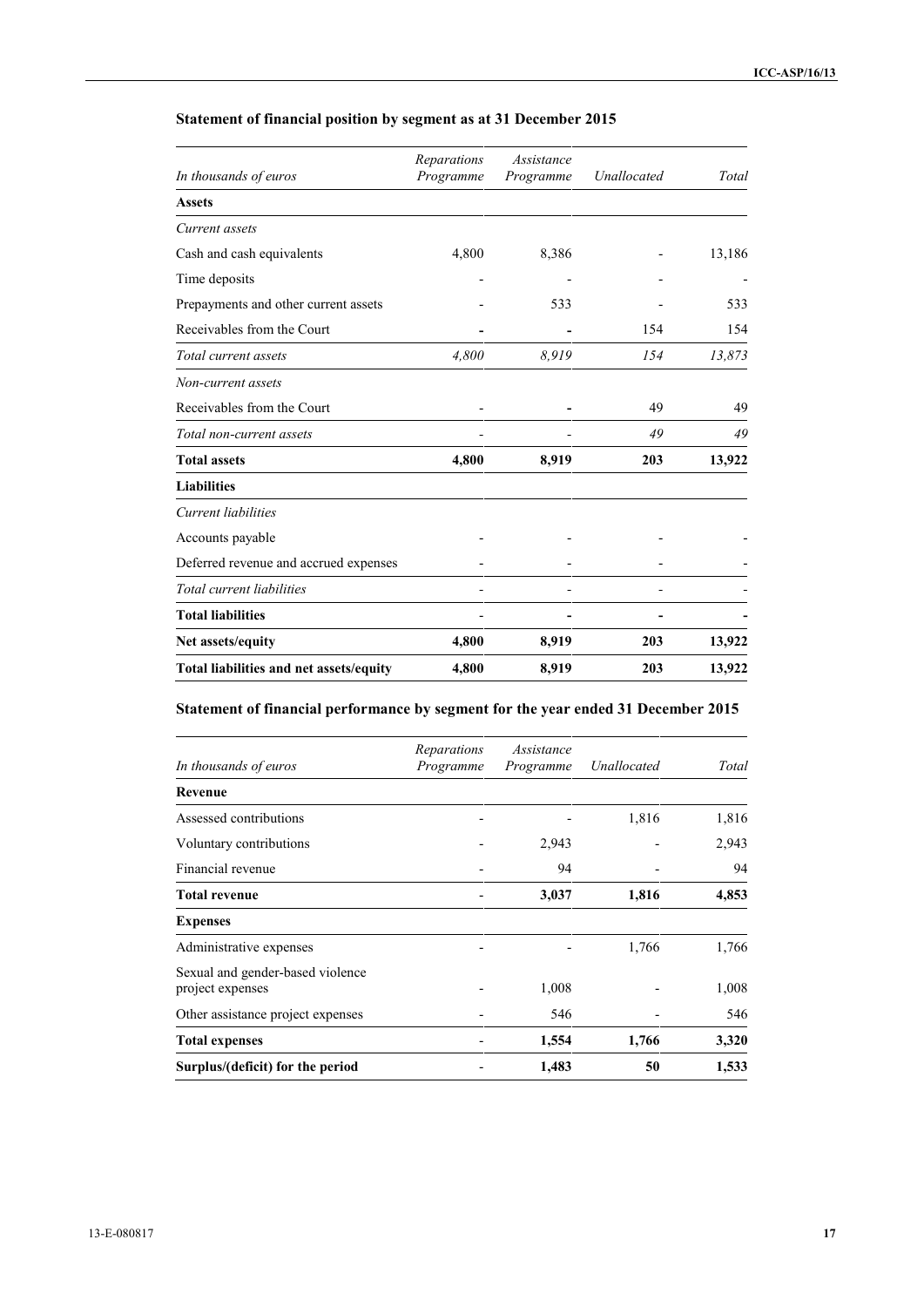**Statement of financial position by segment as at 31 December 2015**

| *In thousands of euros* | *Reparations Programme* | *Assistance Programme* | *Unallocated* | *Total* |
|---|---|---|---|---|
| **Assets** | | | | |
| *Current assets* | | | | |
| Cash and cash equivalents | 4,800 | 8,386 | - | 13,186 |
| Time deposits | - | - | - | - |
| Prepayments and other current assets | - | 533 | - | 533 |
| Receivables from the Court | - | - | 154 | 154 |
| *Total current assets* | *4,800* | *8,919* | *154* | *13,873* |
| *Non-current assets* | | | | |
| Receivables from the Court | - | - | 49 | 49 |
| *Total non-current assets* | - | - | *49* | *49* |
| **Total assets** | **4,800** | **8,919** | **203** | **13,922** |
| **Liabilities** | | | | |
| *Current liabilities* | | | | |
| Accounts payable | - | - | - | - |
| Deferred revenue and accrued expenses | - | - | - | - |
| *Total current liabilities* | - | - | - | - |
| **Total liabilities** | - | - | - | - |
| **Net assets/equity** | **4,800** | **8,919** | **203** | **13,922** |
| **Total liabilities and net assets/equity** | **4,800** | **8,919** | **203** | **13,922** |

**Statement of financial performance by segment for the year ended 31 December 2015**

| *In thousands of euros* | *Reparations Programme* | *Assistance Programme* | *Unallocated* | *Total* |
|---|---|---|---|---|
| **Revenue** | | | | |
| Assessed contributions | - | - | 1,816 | 1,816 |
| Voluntary contributions | - | 2,943 | - | 2,943 |
| Financial revenue | - | 94 | - | 94 |
| **Total revenue** | - | **3,037** | **1,816** | **4,853** |
| **Expenses** | | | | |
| Administrative expenses | - | - | 1,766 | 1,766 |
| Sexual and gender-based violence project expenses | - | 1,008 | - | 1,008 |
| Other assistance project expenses | - | 546 | - | 546 |
| **Total expenses** | - | **1,554** | **1,766** | **3,320** |
| **Surplus/(deficit) for the period** | - | **1,483** | **50** | **1,533** |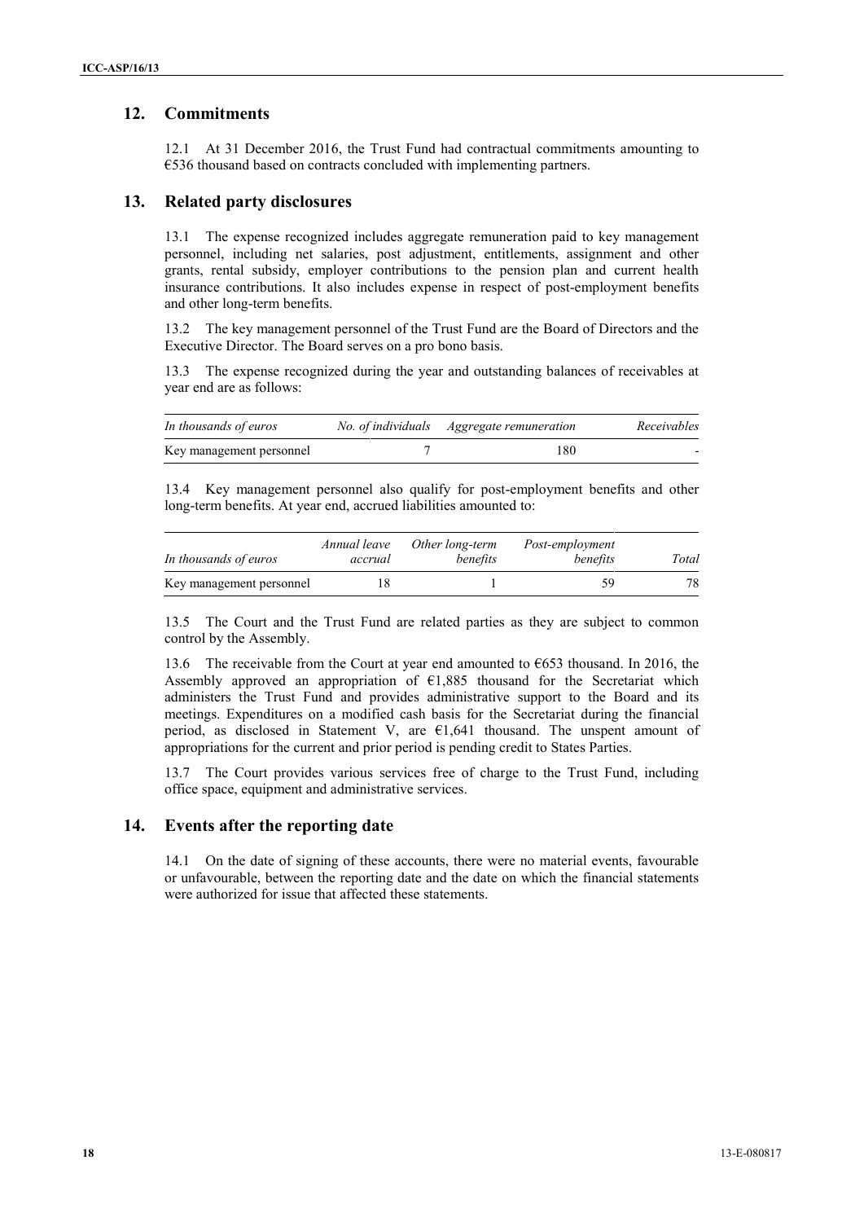## 12. Commitments

12.1 At 31 December 2016, the Trust Fund had contractual commitments amounting to €536 thousand based on contracts concluded with implementing partners.

## 13. Related party disclosures

13.1 The expense recognized includes aggregate remuneration paid to key management personnel, including net salaries, post adjustment, entitlements, assignment and other grants, rental subsidy, employer contributions to the pension plan and current health insurance contributions. It also includes expense in respect of post-employment benefits and other long-term benefits.

13.2 The key management personnel of the Trust Fund are the Board of Directors and the Executive Director. The Board serves on a pro bono basis.

13.3 The expense recognized during the year and outstanding balances of receivables at year end are as follows:

| *In thousands of euros* | *No. of individuals* | *Aggregate remuneration* | *Receivables* |
|---|---|---|---|
| Key management personnel | 7 | 180 | - |

13.4 Key management personnel also qualify for post-employment benefits and other long-term benefits. At year end, accrued liabilities amounted to:

| *In thousands of euros* | *Annual leave accrual* | *Other long-term benefits* | *Post-employment benefits* | *Total* |
|---|---|---|---|---|
| Key management personnel | 18 | 1 | 59 | 78 |

13.5 The Court and the Trust Fund are related parties as they are subject to common control by the Assembly.

13.6 The receivable from the Court at year end amounted to €653 thousand. In 2016, the Assembly approved an appropriation of €1,885 thousand for the Secretariat which administers the Trust Fund and provides administrative support to the Board and its meetings. Expenditures on a modified cash basis for the Secretariat during the financial period, as disclosed in Statement V, are €1,641 thousand. The unspent amount of appropriations for the current and prior period is pending credit to States Parties.

13.7 The Court provides various services free of charge to the Trust Fund, including office space, equipment and administrative services.

## 14. Events after the reporting date

14.1 On the date of signing of these accounts, there were no material events, favourable or unfavourable, between the reporting date and the date on which the financial statements were authorized for issue that affected these statements.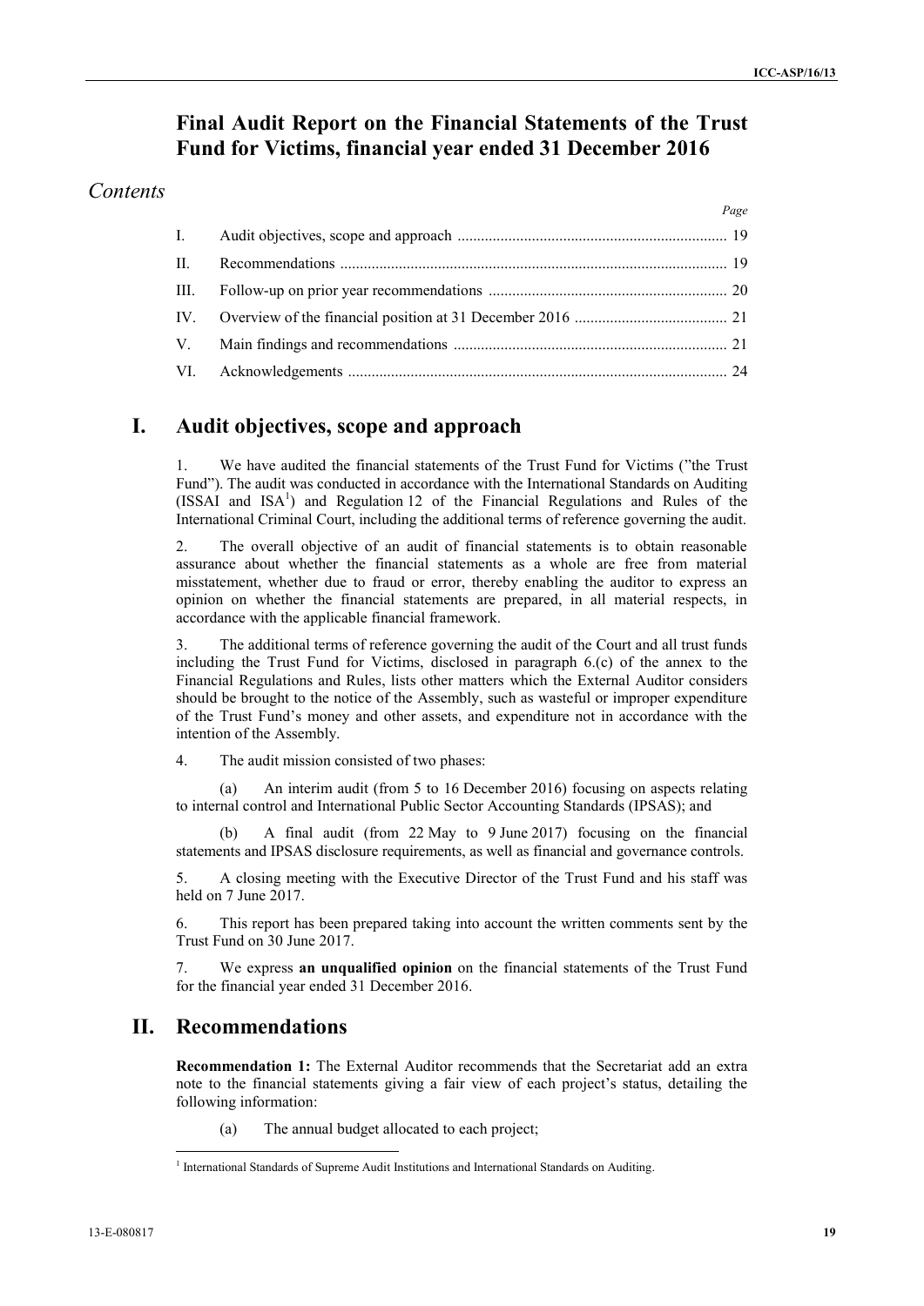# Final Audit Report on the Financial Statements of the Trust Fund for Victims, financial year ended 31 December 2016

## *Contents*

| | | *Page* |
|---|---|---|
| I. | Audit objectives, scope and approach | 19 |
| II. | Recommendations | 19 |
| III. | Follow-up on prior year recommendations | 20 |
| IV. | Overview of the financial position at 31 December 2016 | 21 |
| V. | Main findings and recommendations | 21 |
| VI. | Acknowledgements | 24 |

## I. Audit objectives, scope and approach

1. We have audited the financial statements of the Trust Fund for Victims ("the Trust Fund"). The audit was conducted in accordance with the International Standards on Auditing (ISSAI and ISA[1]) and Regulation 12 of the Financial Regulations and Rules of the International Criminal Court, including the additional terms of reference governing the audit.

2. The overall objective of an audit of financial statements is to obtain reasonable assurance about whether the financial statements as a whole are free from material misstatement, whether due to fraud or error, thereby enabling the auditor to express an opinion on whether the financial statements are prepared, in all material respects, in accordance with the applicable financial framework.

3. The additional terms of reference governing the audit of the Court and all trust funds including the Trust Fund for Victims, disclosed in paragraph 6.(c) of the annex to the Financial Regulations and Rules, lists other matters which the External Auditor considers should be brought to the notice of the Assembly, such as wasteful or improper expenditure of the Trust Fund's money and other assets, and expenditure not in accordance with the intention of the Assembly.

4. The audit mission consisted of two phases:

(a) An interim audit (from 5 to 16 December 2016) focusing on aspects relating to internal control and International Public Sector Accounting Standards (IPSAS); and

(b) A final audit (from 22 May to 9 June 2017) focusing on the financial statements and IPSAS disclosure requirements, as well as financial and governance controls.

5. A closing meeting with the Executive Director of the Trust Fund and his staff was held on 7 June 2017.

6. This report has been prepared taking into account the written comments sent by the Trust Fund on 30 June 2017.

7. We express **an unqualified opinion** on the financial statements of the Trust Fund for the financial year ended 31 December 2016.

## II. Recommendations

**Recommendation 1:** The External Auditor recommends that the Secretariat add an extra note to the financial statements giving a fair view of each project's status, detailing the following information:

(a) The annual budget allocated to each project;

[1] International Standards of Supreme Audit Institutions and International Standards on Auditing.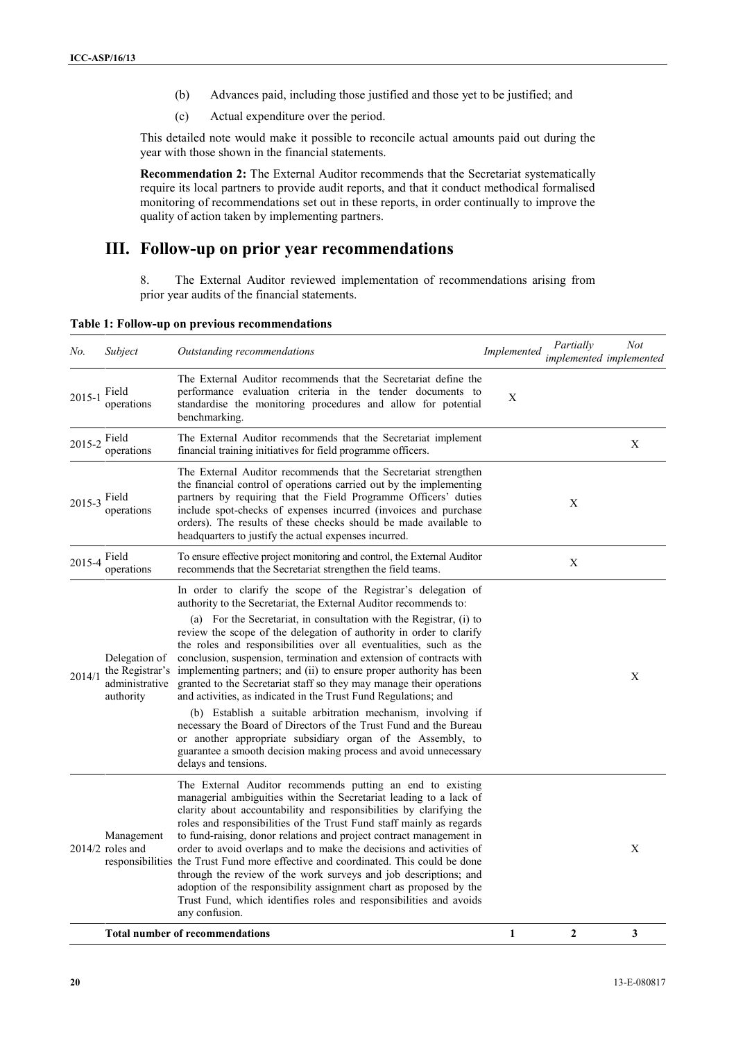(b) Advances paid, including those justified and those yet to be justified; and

(c) Actual expenditure over the period.

This detailed note would make it possible to reconcile actual amounts paid out during the year with those shown in the financial statements.

**Recommendation 2:** The External Auditor recommends that the Secretariat systematically require its local partners to provide audit reports, and that it conduct methodical formalised monitoring of recommendations set out in these reports, in order continually to improve the quality of action taken by implementing partners.

# III. Follow-up on prior year recommendations

8. The External Auditor reviewed implementation of recommendations arising from prior year audits of the financial statements.

**Table 1: Follow-up on previous recommendations**

| *No.* | *Subject* | *Outstanding recommendations* | *Implemented* | *Partially implemented* | *Not implemented* |
|---|---|---|---|---|---|
| 2015-1 | Field operations | The External Auditor recommends that the Secretariat define the performance evaluation criteria in the tender documents to standardise the monitoring procedures and allow for potential benchmarking. | X | | |
| 2015-2 | Field operations | The External Auditor recommends that the Secretariat implement financial training initiatives for field programme officers. | | | X |
| 2015-3 | Field operations | The External Auditor recommends that the Secretariat strengthen the financial control of operations carried out by the implementing partners by requiring that the Field Programme Officers' duties include spot-checks of expenses incurred (invoices and purchase orders). The results of these checks should be made available to headquarters to justify the actual expenses incurred. | | X | |
| 2015-4 | Field operations | To ensure effective project monitoring and control, the External Auditor recommends that the Secretariat strengthen the field teams. | | X | |
| 2014/1 | Delegation of the Registrar's administrative authority | In order to clarify the scope of the Registrar's delegation of authority to the Secretariat, the External Auditor recommends to: (a) For the Secretariat, in consultation with the Registrar, (i) to review the scope of the delegation of authority in order to clarify the roles and responsibilities over all eventualities, such as the conclusion, suspension, termination and extension of contracts with implementing partners; and (ii) to ensure proper authority has been granted to the Secretariat staff so they may manage their operations and activities, as indicated in the Trust Fund Regulations; and (b) Establish a suitable arbitration mechanism, involving if necessary the Board of Directors of the Trust Fund and the Bureau or another appropriate subsidiary organ of the Assembly, to guarantee a smooth decision making process and avoid unnecessary delays and tensions. | | | X |
| 2014/2 | Management roles and responsibilities | The External Auditor recommends putting an end to existing managerial ambiguities within the Secretariat leading to a lack of clarity about accountability and responsibilities by clarifying the roles and responsibilities of the Trust Fund staff mainly as regards to fund-raising, donor relations and project contract management in order to avoid overlaps and to make the decisions and activities of the Trust Fund more effective and coordinated. This could be done through the review of the work surveys and job descriptions; and adoption of the responsibility assignment chart as proposed by the Trust Fund, which identifies roles and responsibilities and avoids any confusion. | | | X |
| | **Total number of recommendations** | | **1** | **2** | **3** |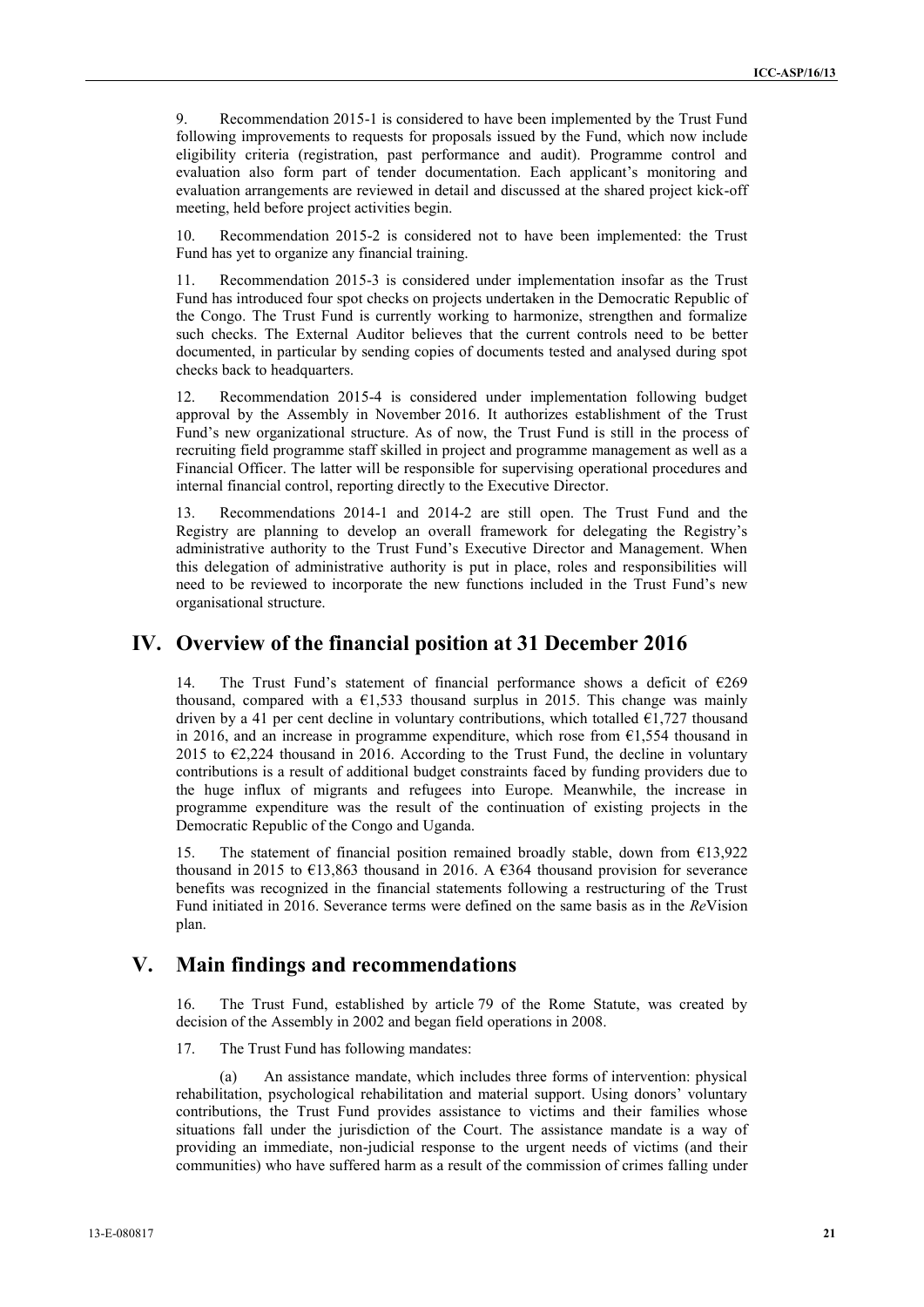9. Recommendation 2015-1 is considered to have been implemented by the Trust Fund following improvements to requests for proposals issued by the Fund, which now include eligibility criteria (registration, past performance and audit). Programme control and evaluation also form part of tender documentation. Each applicant's monitoring and evaluation arrangements are reviewed in detail and discussed at the shared project kick-off meeting, held before project activities begin.

10. Recommendation 2015-2 is considered not to have been implemented: the Trust Fund has yet to organize any financial training.

11. Recommendation 2015-3 is considered under implementation insofar as the Trust Fund has introduced four spot checks on projects undertaken in the Democratic Republic of the Congo. The Trust Fund is currently working to harmonize, strengthen and formalize such checks. The External Auditor believes that the current controls need to be better documented, in particular by sending copies of documents tested and analysed during spot checks back to headquarters.

12. Recommendation 2015-4 is considered under implementation following budget approval by the Assembly in November 2016. It authorizes establishment of the Trust Fund's new organizational structure. As of now, the Trust Fund is still in the process of recruiting field programme staff skilled in project and programme management as well as a Financial Officer. The latter will be responsible for supervising operational procedures and internal financial control, reporting directly to the Executive Director.

13. Recommendations 2014-1 and 2014-2 are still open. The Trust Fund and the Registry are planning to develop an overall framework for delegating the Registry's administrative authority to the Trust Fund's Executive Director and Management. When this delegation of administrative authority is put in place, roles and responsibilities will need to be reviewed to incorporate the new functions included in the Trust Fund's new organisational structure.

# IV. Overview of the financial position at 31 December 2016

14. The Trust Fund's statement of financial performance shows a deficit of €269 thousand, compared with a €1,533 thousand surplus in 2015. This change was mainly driven by a 41 per cent decline in voluntary contributions, which totalled €1,727 thousand in 2016, and an increase in programme expenditure, which rose from €1,554 thousand in 2015 to €2,224 thousand in 2016. According to the Trust Fund, the decline in voluntary contributions is a result of additional budget constraints faced by funding providers due to the huge influx of migrants and refugees into Europe. Meanwhile, the increase in programme expenditure was the result of the continuation of existing projects in the Democratic Republic of the Congo and Uganda.

15. The statement of financial position remained broadly stable, down from €13,922 thousand in 2015 to €13,863 thousand in 2016. A €364 thousand provision for severance benefits was recognized in the financial statements following a restructuring of the Trust Fund initiated in 2016. Severance terms were defined on the same basis as in the *Re*Vision plan.

# V. Main findings and recommendations

16. The Trust Fund, established by article 79 of the Rome Statute, was created by decision of the Assembly in 2002 and began field operations in 2008.

17. The Trust Fund has following mandates:

(a) An assistance mandate, which includes three forms of intervention: physical rehabilitation, psychological rehabilitation and material support. Using donors' voluntary contributions, the Trust Fund provides assistance to victims and their families whose situations fall under the jurisdiction of the Court. The assistance mandate is a way of providing an immediate, non-judicial response to the urgent needs of victims (and their communities) who have suffered harm as a result of the commission of crimes falling under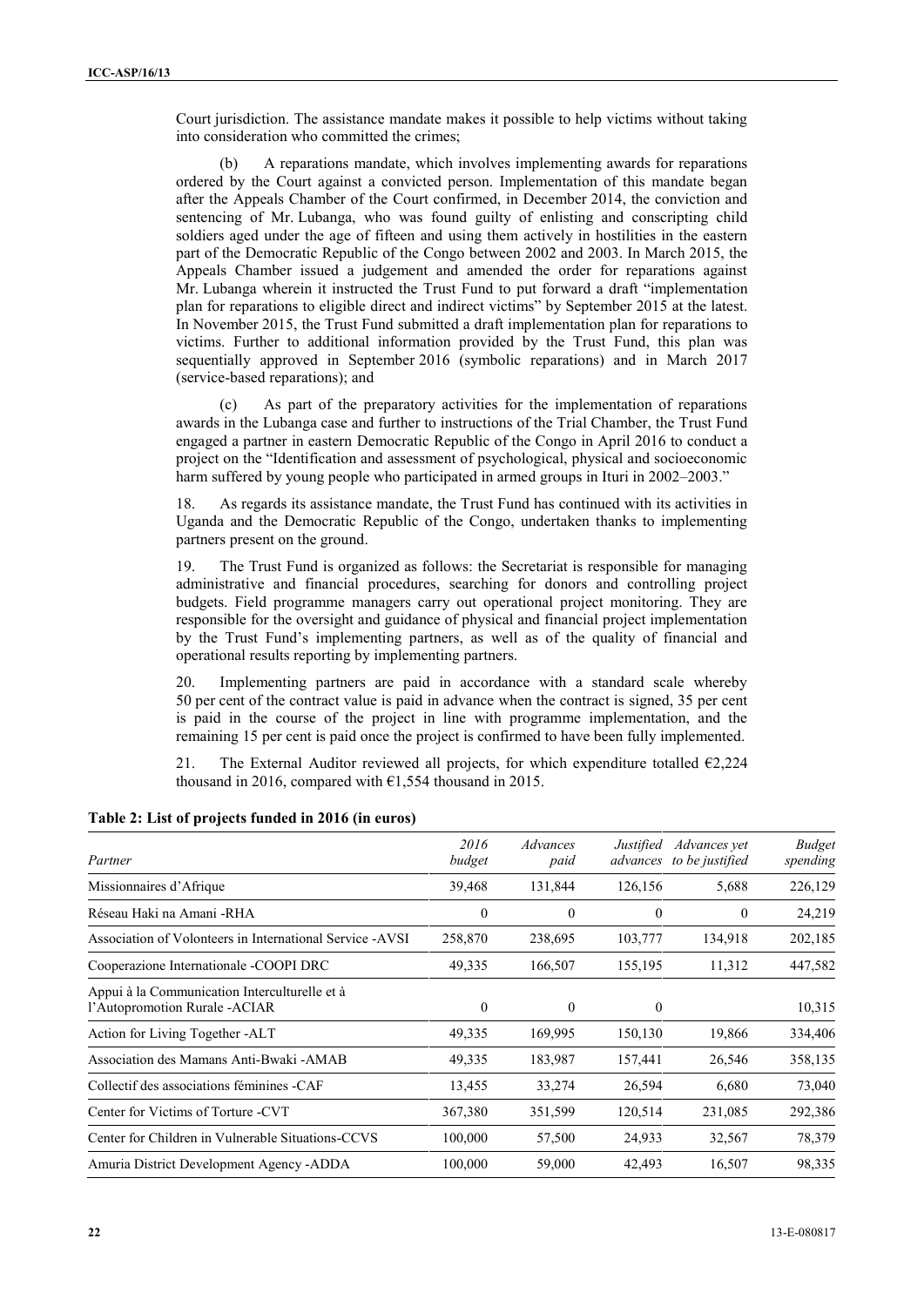Court jurisdiction. The assistance mandate makes it possible to help victims without taking into consideration who committed the crimes;

(b) A reparations mandate, which involves implementing awards for reparations ordered by the Court against a convicted person. Implementation of this mandate began after the Appeals Chamber of the Court confirmed, in December 2014, the conviction and sentencing of Mr. Lubanga, who was found guilty of enlisting and conscripting child soldiers aged under the age of fifteen and using them actively in hostilities in the eastern part of the Democratic Republic of the Congo between 2002 and 2003. In March 2015, the Appeals Chamber issued a judgement and amended the order for reparations against Mr. Lubanga wherein it instructed the Trust Fund to put forward a draft "implementation plan for reparations to eligible direct and indirect victims" by September 2015 at the latest. In November 2015, the Trust Fund submitted a draft implementation plan for reparations to victims. Further to additional information provided by the Trust Fund, this plan was sequentially approved in September 2016 (symbolic reparations) and in March 2017 (service-based reparations); and

(c) As part of the preparatory activities for the implementation of reparations awards in the Lubanga case and further to instructions of the Trial Chamber, the Trust Fund engaged a partner in eastern Democratic Republic of the Congo in April 2016 to conduct a project on the "Identification and assessment of psychological, physical and socioeconomic harm suffered by young people who participated in armed groups in Ituri in 2002–2003."

18. As regards its assistance mandate, the Trust Fund has continued with its activities in Uganda and the Democratic Republic of the Congo, undertaken thanks to implementing partners present on the ground.

19. The Trust Fund is organized as follows: the Secretariat is responsible for managing administrative and financial procedures, searching for donors and controlling project budgets. Field programme managers carry out operational project monitoring. They are responsible for the oversight and guidance of physical and financial project implementation by the Trust Fund's implementing partners, as well as of the quality of financial and operational results reporting by implementing partners.

20. Implementing partners are paid in accordance with a standard scale whereby 50 per cent of the contract value is paid in advance when the contract is signed, 35 per cent is paid in the course of the project in line with programme implementation, and the remaining 15 per cent is paid once the project is confirmed to have been fully implemented.

21. The External Auditor reviewed all projects, for which expenditure totalled €2,224 thousand in 2016, compared with €1,554 thousand in 2015.

**Table 2: List of projects funded in 2016 (in euros)**

| Partner | *2016 budget* | *Advances paid* | *Justified advances* | *Advances yet to be justified* | *Budget spending* |
|---|---|---|---|---|---|
| Missionnaires d'Afrique | 39,468 | 131,844 | 126,156 | 5,688 | 226,129 |
| Réseau Haki na Amani -RHA | 0 | 0 | 0 | 0 | 24,219 |
| Association of Volonteers in International Service -AVSI | 258,870 | 238,695 | 103,777 | 134,918 | 202,185 |
| Cooperazione Internationale -COOPI DRC | 49,335 | 166,507 | 155,195 | 11,312 | 447,582 |
| Appui à la Communication Interculturelle et à l'Autopromotion Rurale -ACIAR | 0 | 0 | 0 | | 10,315 |
| Action for Living Together -ALT | 49,335 | 169,995 | 150,130 | 19,866 | 334,406 |
| Association des Mamans Anti-Bwaki -AMAB | 49,335 | 183,987 | 157,441 | 26,546 | 358,135 |
| Collectif des associations féminines -CAF | 13,455 | 33,274 | 26,594 | 6,680 | 73,040 |
| Center for Victims of Torture -CVT | 367,380 | 351,599 | 120,514 | 231,085 | 292,386 |
| Center for Children in Vulnerable Situations-CCVS | 100,000 | 57,500 | 24,933 | 32,567 | 78,379 |
| Amuria District Development Agency -ADDA | 100,000 | 59,000 | 42,493 | 16,507 | 98,335 |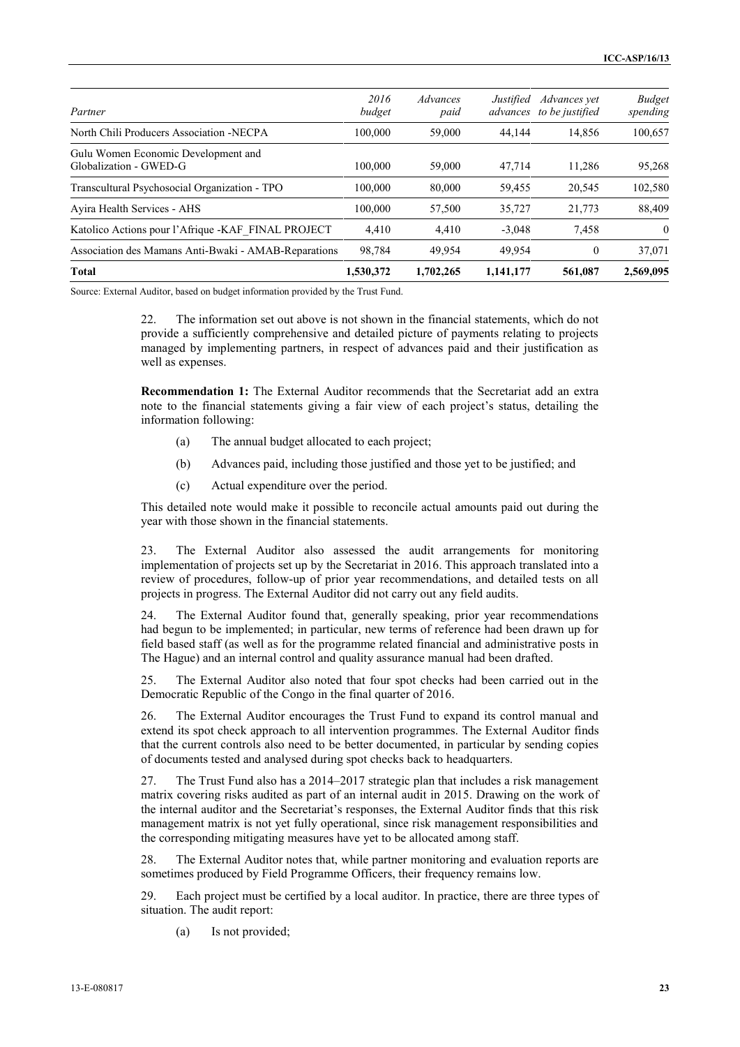| Partner | *2016 budget* | *Advances paid* | *Justified advances* | *Advances yet to be justified* | *Budget spending* |
|---|---|---|---|---|---|
| North Chili Producers Association -NECPA | 100,000 | 59,000 | 44,144 | 14,856 | 100,657 |
| Gulu Women Economic Development and Globalization - GWED-G | 100,000 | 59,000 | 47,714 | 11,286 | 95,268 |
| Transcultural Psychosocial Organization - TPO | 100,000 | 80,000 | 59,455 | 20,545 | 102,580 |
| Ayira Health Services - AHS | 100,000 | 57,500 | 35,727 | 21,773 | 88,409 |
| Katolico Actions pour l'Afrique -KAF_FINAL PROJECT | 4,410 | 4,410 | -3,048 | 7,458 | 0 |
| Association des Mamans Anti-Bwaki - AMAB-Reparations | 98,784 | 49,954 | 49,954 | 0 | 37,071 |
| **Total** | **1,530,372** | **1,702,265** | **1,141,177** | **561,087** | **2,569,095** |

Source: External Auditor, based on budget information provided by the Trust Fund.

22. The information set out above is not shown in the financial statements, which do not provide a sufficiently comprehensive and detailed picture of payments relating to projects managed by implementing partners, in respect of advances paid and their justification as well as expenses.

**Recommendation 1:** The External Auditor recommends that the Secretariat add an extra note to the financial statements giving a fair view of each project's status, detailing the information following:

(a) The annual budget allocated to each project;

(b) Advances paid, including those justified and those yet to be justified; and

(c) Actual expenditure over the period.

This detailed note would make it possible to reconcile actual amounts paid out during the year with those shown in the financial statements.

23. The External Auditor also assessed the audit arrangements for monitoring implementation of projects set up by the Secretariat in 2016. This approach translated into a review of procedures, follow-up of prior year recommendations, and detailed tests on all projects in progress. The External Auditor did not carry out any field audits.

24. The External Auditor found that, generally speaking, prior year recommendations had begun to be implemented; in particular, new terms of reference had been drawn up for field based staff (as well as for the programme related financial and administrative posts in The Hague) and an internal control and quality assurance manual had been drafted.

25. The External Auditor also noted that four spot checks had been carried out in the Democratic Republic of the Congo in the final quarter of 2016.

26. The External Auditor encourages the Trust Fund to expand its control manual and extend its spot check approach to all intervention programmes. The External Auditor finds that the current controls also need to be better documented, in particular by sending copies of documents tested and analysed during spot checks back to headquarters.

27. The Trust Fund also has a 2014–2017 strategic plan that includes a risk management matrix covering risks audited as part of an internal audit in 2015. Drawing on the work of the internal auditor and the Secretariat's responses, the External Auditor finds that this risk management matrix is not yet fully operational, since risk management responsibilities and the corresponding mitigating measures have yet to be allocated among staff.

28. The External Auditor notes that, while partner monitoring and evaluation reports are sometimes produced by Field Programme Officers, their frequency remains low.

29. Each project must be certified by a local auditor. In practice, there are three types of situation. The audit report:

(a) Is not provided;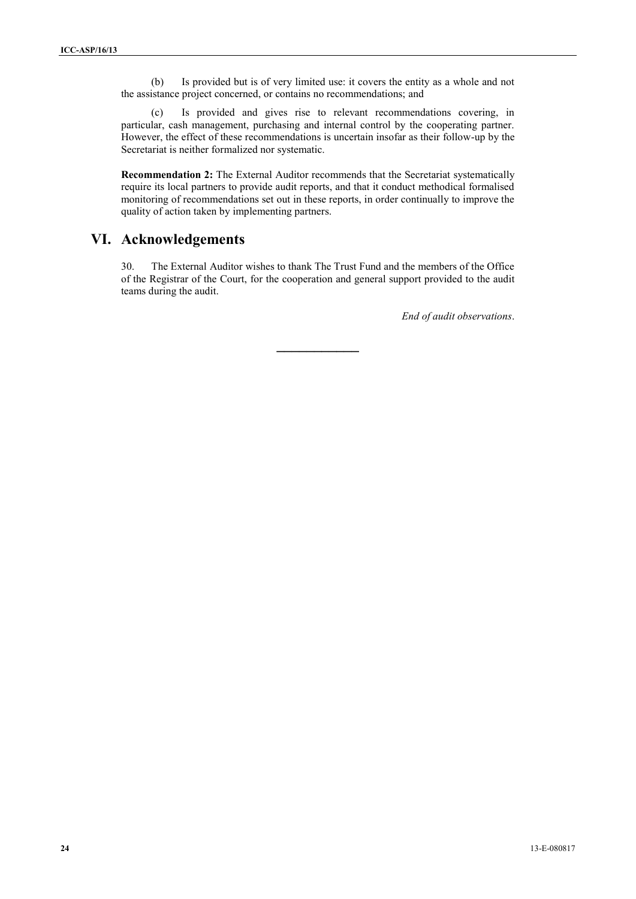(b) Is provided but is of very limited use: it covers the entity as a whole and not the assistance project concerned, or contains no recommendations; and

(c) Is provided and gives rise to relevant recommendations covering, in particular, cash management, purchasing and internal control by the cooperating partner. However, the effect of these recommendations is uncertain insofar as their follow-up by the Secretariat is neither formalized nor systematic.

**Recommendation 2:** The External Auditor recommends that the Secretariat systematically require its local partners to provide audit reports, and that it conduct methodical formalised monitoring of recommendations set out in these reports, in order continually to improve the quality of action taken by implementing partners.

# VI. Acknowledgements

30. The External Auditor wishes to thank The Trust Fund and the members of the Office of the Registrar of the Court, for the cooperation and general support provided to the audit teams during the audit.

*End of audit observations*.

---